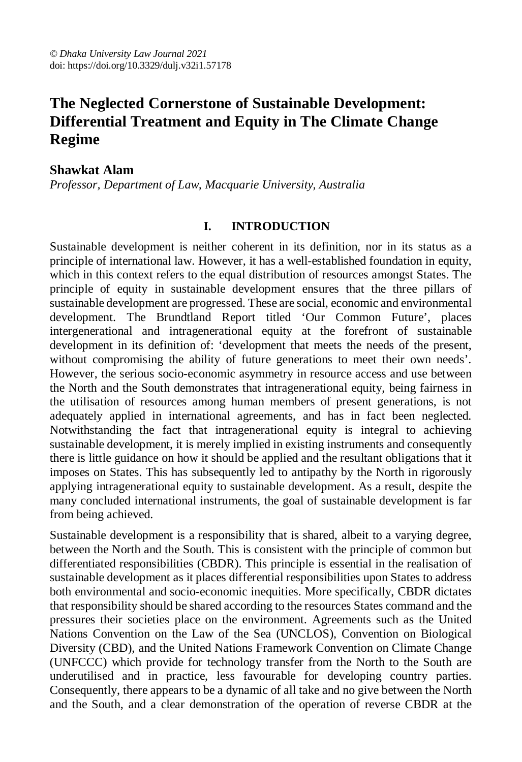© *Dhaka University Law Journal 2021*
doi: https://doi.org/10.3329/dulj.v32i1.57178

# The Neglected Cornerstone of Sustainable Development: Differential Treatment and Equity in The Climate Change Regime

**Shawkat Alam**
*Professor, Department of Law, Macquarie University, Australia*

## I. INTRODUCTION

Sustainable development is neither coherent in its definition, nor in its status as a principle of international law. However, it has a well-established foundation in equity, which in this context refers to the equal distribution of resources amongst States. The principle of equity in sustainable development ensures that the three pillars of sustainable development are progressed. These are social, economic and environmental development. The Brundtland Report titled 'Our Common Future', places intergenerational and intragenerational equity at the forefront of sustainable development in its definition of: 'development that meets the needs of the present, without compromising the ability of future generations to meet their own needs'. However, the serious socio-economic asymmetry in resource access and use between the North and the South demonstrates that intragenerational equity, being fairness in the utilisation of resources among human members of present generations, is not adequately applied in international agreements, and has in fact been neglected. Notwithstanding the fact that intragenerational equity is integral to achieving sustainable development, it is merely implied in existing instruments and consequently there is little guidance on how it should be applied and the resultant obligations that it imposes on States. This has subsequently led to antipathy by the North in rigorously applying intragenerational equity to sustainable development. As a result, despite the many concluded international instruments, the goal of sustainable development is far from being achieved.

Sustainable development is a responsibility that is shared, albeit to a varying degree, between the North and the South. This is consistent with the principle of common but differentiated responsibilities (CBDR). This principle is essential in the realisation of sustainable development as it places differential responsibilities upon States to address both environmental and socio-economic inequities. More specifically, CBDR dictates that responsibility should be shared according to the resources States command and the pressures their societies place on the environment. Agreements such as the United Nations Convention on the Law of the Sea (UNCLOS), Convention on Biological Diversity (CBD), and the United Nations Framework Convention on Climate Change (UNFCCC) which provide for technology transfer from the North to the South are underutilised and in practice, less favourable for developing country parties. Consequently, there appears to be a dynamic of all take and no give between the North and the South, and a clear demonstration of the operation of reverse CBDR at the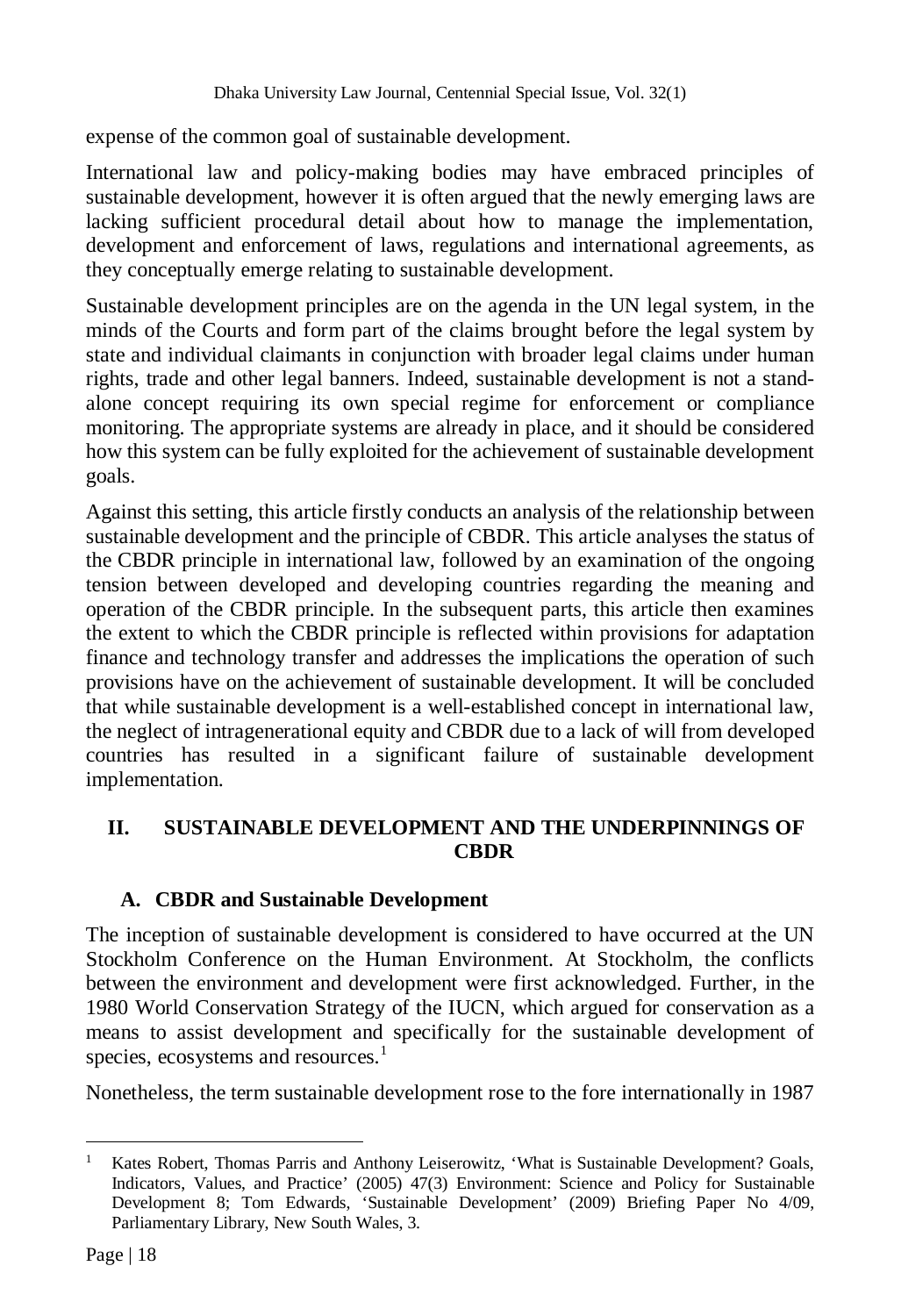expense of the common goal of sustainable development.

International law and policy-making bodies may have embraced principles of sustainable development, however it is often argued that the newly emerging laws are lacking sufficient procedural detail about how to manage the implementation, development and enforcement of laws, regulations and international agreements, as they conceptually emerge relating to sustainable development.

Sustainable development principles are on the agenda in the UN legal system, in the minds of the Courts and form part of the claims brought before the legal system by state and individual claimants in conjunction with broader legal claims under human rights, trade and other legal banners. Indeed, sustainable development is not a stand-alone concept requiring its own special regime for enforcement or compliance monitoring. The appropriate systems are already in place, and it should be considered how this system can be fully exploited for the achievement of sustainable development goals.

Against this setting, this article firstly conducts an analysis of the relationship between sustainable development and the principle of CBDR. This article analyses the status of the CBDR principle in international law, followed by an examination of the ongoing tension between developed and developing countries regarding the meaning and operation of the CBDR principle. In the subsequent parts, this article then examines the extent to which the CBDR principle is reflected within provisions for adaptation finance and technology transfer and addresses the implications the operation of such provisions have on the achievement of sustainable development. It will be concluded that while sustainable development is a well-established concept in international law, the neglect of intragenerational equity and CBDR due to a lack of will from developed countries has resulted in a significant failure of sustainable development implementation.

## II. SUSTAINABLE DEVELOPMENT AND THE UNDERPINNINGS OF CBDR

### A. CBDR and Sustainable Development

The inception of sustainable development is considered to have occurred at the UN Stockholm Conference on the Human Environment. At Stockholm, the conflicts between the environment and development were first acknowledged. Further, in the 1980 World Conservation Strategy of the IUCN, which argued for conservation as a means to assist development and specifically for the sustainable development of species, ecosystems and resources.[1]

Nonetheless, the term sustainable development rose to the fore internationally in 1987

---

[1] Kates Robert, Thomas Parris and Anthony Leiserowitz, 'What is Sustainable Development? Goals, Indicators, Values, and Practice' (2005) 47(3) Environment: Science and Policy for Sustainable Development 8; Tom Edwards, 'Sustainable Development' (2009) Briefing Paper No 4/09, Parliamentary Library, New South Wales, 3.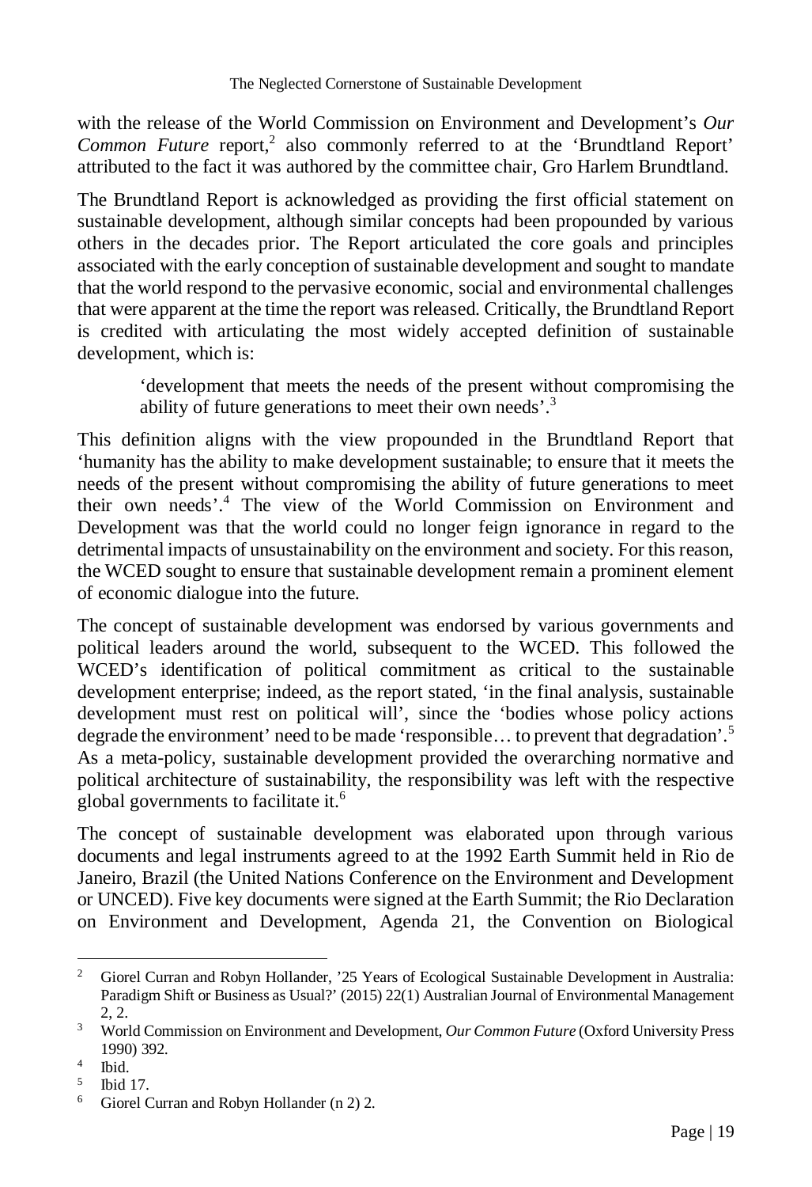with the release of the World Commission on Environment and Development's *Our Common Future* report,[2] also commonly referred to at the 'Brundtland Report' attributed to the fact it was authored by the committee chair, Gro Harlem Brundtland.

The Brundtland Report is acknowledged as providing the first official statement on sustainable development, although similar concepts had been propounded by various others in the decades prior. The Report articulated the core goals and principles associated with the early conception of sustainable development and sought to mandate that the world respond to the pervasive economic, social and environmental challenges that were apparent at the time the report was released. Critically, the Brundtland Report is credited with articulating the most widely accepted definition of sustainable development, which is:

> 'development that meets the needs of the present without compromising the ability of future generations to meet their own needs'.[3]

This definition aligns with the view propounded in the Brundtland Report that 'humanity has the ability to make development sustainable; to ensure that it meets the needs of the present without compromising the ability of future generations to meet their own needs'.[4] The view of the World Commission on Environment and Development was that the world could no longer feign ignorance in regard to the detrimental impacts of unsustainability on the environment and society. For this reason, the WCED sought to ensure that sustainable development remain a prominent element of economic dialogue into the future.

The concept of sustainable development was endorsed by various governments and political leaders around the world, subsequent to the WCED. This followed the WCED's identification of political commitment as critical to the sustainable development enterprise; indeed, as the report stated, 'in the final analysis, sustainable development must rest on political will', since the 'bodies whose policy actions degrade the environment' need to be made 'responsible… to prevent that degradation'.[5] As a meta-policy, sustainable development provided the overarching normative and political architecture of sustainability, the responsibility was left with the respective global governments to facilitate it.[6]

The concept of sustainable development was elaborated upon through various documents and legal instruments agreed to at the 1992 Earth Summit held in Rio de Janeiro, Brazil (the United Nations Conference on the Environment and Development or UNCED). Five key documents were signed at the Earth Summit; the Rio Declaration on Environment and Development, Agenda 21, the Convention on Biological

---

[2] Giorel Curran and Robyn Hollander, '25 Years of Ecological Sustainable Development in Australia: Paradigm Shift or Business as Usual?' (2015) 22(1) Australian Journal of Environmental Management 2, 2.

[3] World Commission on Environment and Development, *Our Common Future* (Oxford University Press 1990) 392.

[4] Ibid.

[5] Ibid 17.

[6] Giorel Curran and Robyn Hollander (n 2) 2.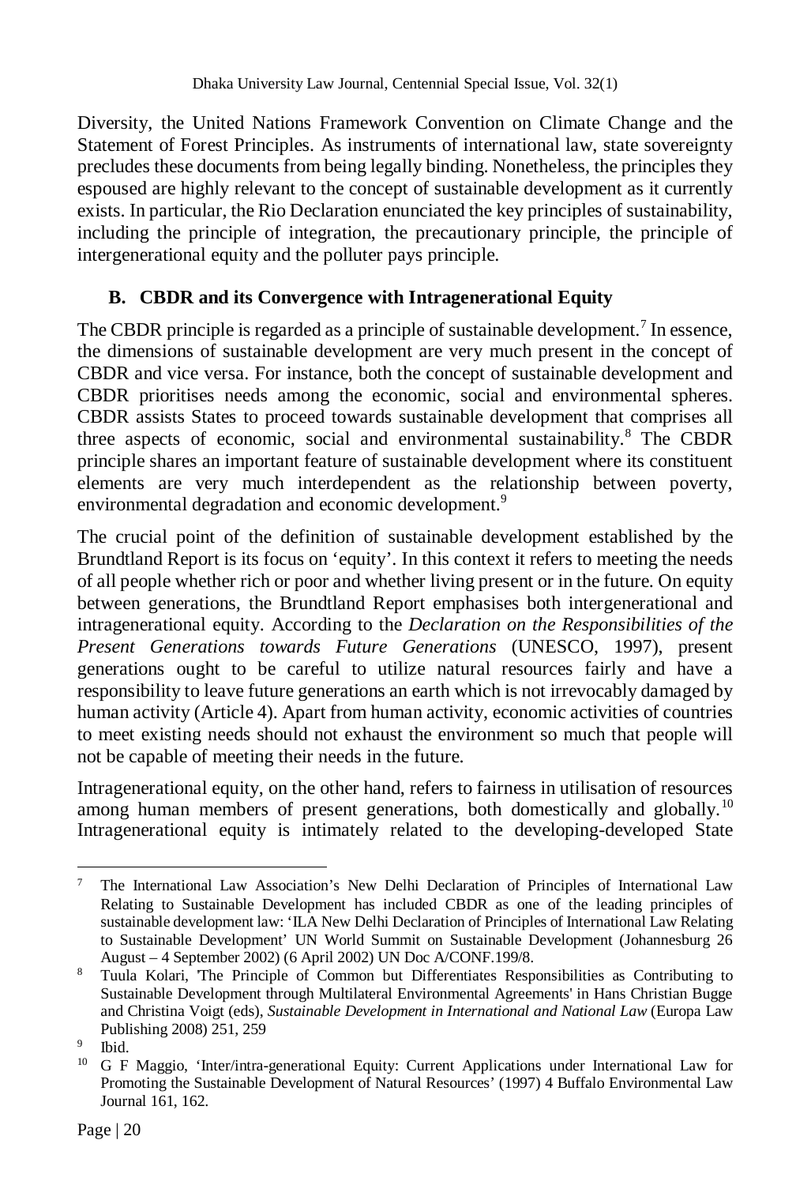Diversity, the United Nations Framework Convention on Climate Change and the Statement of Forest Principles. As instruments of international law, state sovereignty precludes these documents from being legally binding. Nonetheless, the principles they espoused are highly relevant to the concept of sustainable development as it currently exists. In particular, the Rio Declaration enunciated the key principles of sustainability, including the principle of integration, the precautionary principle, the principle of intergenerational equity and the polluter pays principle.

### B. CBDR and its Convergence with Intragenerational Equity

The CBDR principle is regarded as a principle of sustainable development.[7] In essence, the dimensions of sustainable development are very much present in the concept of CBDR and vice versa. For instance, both the concept of sustainable development and CBDR prioritises needs among the economic, social and environmental spheres. CBDR assists States to proceed towards sustainable development that comprises all three aspects of economic, social and environmental sustainability.[8] The CBDR principle shares an important feature of sustainable development where its constituent elements are very much interdependent as the relationship between poverty, environmental degradation and economic development.[9]

The crucial point of the definition of sustainable development established by the Brundtland Report is its focus on 'equity'. In this context it refers to meeting the needs of all people whether rich or poor and whether living present or in the future. On equity between generations, the Brundtland Report emphasises both intergenerational and intragenerational equity. According to the *Declaration on the Responsibilities of the Present Generations towards Future Generations* (UNESCO, 1997), present generations ought to be careful to utilize natural resources fairly and have a responsibility to leave future generations an earth which is not irrevocably damaged by human activity (Article 4). Apart from human activity, economic activities of countries to meet existing needs should not exhaust the environment so much that people will not be capable of meeting their needs in the future.

Intragenerational equity, on the other hand, refers to fairness in utilisation of resources among human members of present generations, both domestically and globally.[10] Intragenerational equity is intimately related to the developing-developed State

---

[7] The International Law Association's New Delhi Declaration of Principles of International Law Relating to Sustainable Development has included CBDR as one of the leading principles of sustainable development law: 'ILA New Delhi Declaration of Principles of International Law Relating to Sustainable Development' UN World Summit on Sustainable Development (Johannesburg 26 August – 4 September 2002) (6 April 2002) UN Doc A/CONF.199/8.

[8] Tuula Kolari, 'The Principle of Common but Differentiates Responsibilities as Contributing to Sustainable Development through Multilateral Environmental Agreements' in Hans Christian Bugge and Christina Voigt (eds), *Sustainable Development in International and National Law* (Europa Law Publishing 2008) 251, 259

[9] Ibid.

[10] G F Maggio, 'Inter/intra-generational Equity: Current Applications under International Law for Promoting the Sustainable Development of Natural Resources' (1997) 4 Buffalo Environmental Law Journal 161, 162.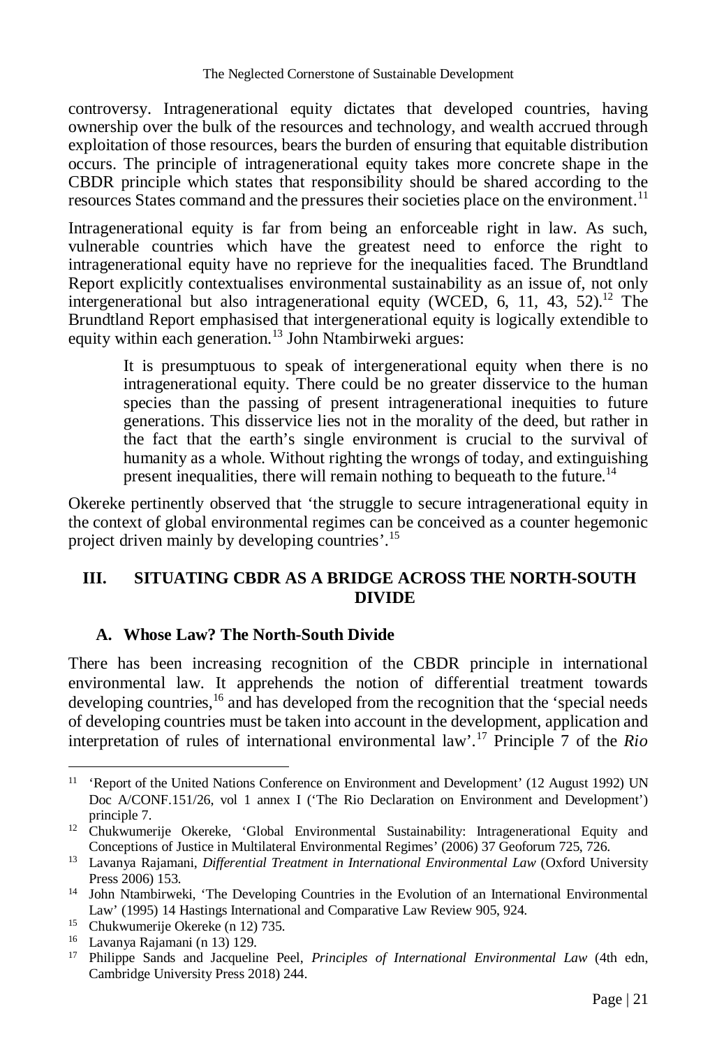controversy. Intragenerational equity dictates that developed countries, having ownership over the bulk of the resources and technology, and wealth accrued through exploitation of those resources, bears the burden of ensuring that equitable distribution occurs. The principle of intragenerational equity takes more concrete shape in the CBDR principle which states that responsibility should be shared according to the resources States command and the pressures their societies place on the environment.[11]

Intragenerational equity is far from being an enforceable right in law. As such, vulnerable countries which have the greatest need to enforce the right to intragenerational equity have no reprieve for the inequalities faced. The Brundtland Report explicitly contextualises environmental sustainability as an issue of, not only intergenerational but also intragenerational equity (WCED, 6, 11, 43, 52).[12] The Brundtland Report emphasised that intergenerational equity is logically extendible to equity within each generation.[13] John Ntambirweki argues:

> It is presumptuous to speak of intergenerational equity when there is no intragenerational equity. There could be no greater disservice to the human species than the passing of present intragenerational inequities to future generations. This disservice lies not in the morality of the deed, but rather in the fact that the earth's single environment is crucial to the survival of humanity as a whole. Without righting the wrongs of today, and extinguishing present inequalities, there will remain nothing to bequeath to the future.[14]

Okereke pertinently observed that 'the struggle to secure intragenerational equity in the context of global environmental regimes can be conceived as a counter hegemonic project driven mainly by developing countries'.[15]

## III. SITUATING CBDR AS A BRIDGE ACROSS THE NORTH-SOUTH DIVIDE

### A. Whose Law? The North-South Divide

There has been increasing recognition of the CBDR principle in international environmental law. It apprehends the notion of differential treatment towards developing countries,[16] and has developed from the recognition that the 'special needs of developing countries must be taken into account in the development, application and interpretation of rules of international environmental law'.[17] Principle 7 of the *Rio*

---

[11] 'Report of the United Nations Conference on Environment and Development' (12 August 1992) UN Doc A/CONF.151/26, vol 1 annex I ('The Rio Declaration on Environment and Development') principle 7.

[12] Chukwumerije Okereke, 'Global Environmental Sustainability: Intragenerational Equity and Conceptions of Justice in Multilateral Environmental Regimes' (2006) 37 Geoforum 725, 726.

[13] Lavanya Rajamani, *Differential Treatment in International Environmental Law* (Oxford University Press 2006) 153.

[14] John Ntambirweki, 'The Developing Countries in the Evolution of an International Environmental Law' (1995) 14 Hastings International and Comparative Law Review 905, 924.

[15] Chukwumerije Okereke (n 12) 735.

[16] Lavanya Rajamani (n 13) 129.

[17] Philippe Sands and Jacqueline Peel, *Principles of International Environmental Law* (4th edn, Cambridge University Press 2018) 244.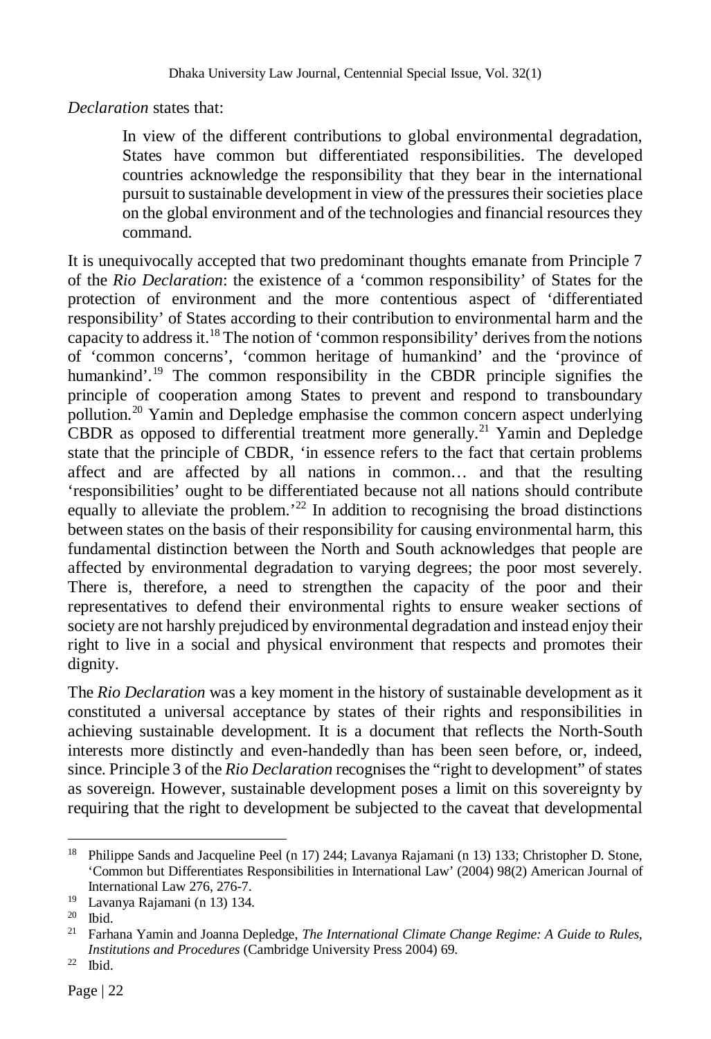*Declaration* states that:

> In view of the different contributions to global environmental degradation, States have common but differentiated responsibilities. The developed countries acknowledge the responsibility that they bear in the international pursuit to sustainable development in view of the pressures their societies place on the global environment and of the technologies and financial resources they command.

It is unequivocally accepted that two predominant thoughts emanate from Principle 7 of the *Rio Declaration*: the existence of a 'common responsibility' of States for the protection of environment and the more contentious aspect of 'differentiated responsibility' of States according to their contribution to environmental harm and the capacity to address it.[18] The notion of 'common responsibility' derives from the notions of 'common concerns', 'common heritage of humankind' and the 'province of humankind'.[19] The common responsibility in the CBDR principle signifies the principle of cooperation among States to prevent and respond to transboundary pollution.[20] Yamin and Depledge emphasise the common concern aspect underlying CBDR as opposed to differential treatment more generally.[21] Yamin and Depledge state that the principle of CBDR, 'in essence refers to the fact that certain problems affect and are affected by all nations in common… and that the resulting 'responsibilities' ought to be differentiated because not all nations should contribute equally to alleviate the problem.'[22] In addition to recognising the broad distinctions between states on the basis of their responsibility for causing environmental harm, this fundamental distinction between the North and South acknowledges that people are affected by environmental degradation to varying degrees; the poor most severely. There is, therefore, a need to strengthen the capacity of the poor and their representatives to defend their environmental rights to ensure weaker sections of society are not harshly prejudiced by environmental degradation and instead enjoy their right to live in a social and physical environment that respects and promotes their dignity.

The *Rio Declaration* was a key moment in the history of sustainable development as it constituted a universal acceptance by states of their rights and responsibilities in achieving sustainable development. It is a document that reflects the North-South interests more distinctly and even-handedly than has been seen before, or, indeed, since. Principle 3 of the *Rio Declaration* recognises the "right to development" of states as sovereign. However, sustainable development poses a limit on this sovereignty by requiring that the right to development be subjected to the caveat that developmental

---

[18] Philippe Sands and Jacqueline Peel (n 17) 244; Lavanya Rajamani (n 13) 133; Christopher D. Stone, 'Common but Differentiates Responsibilities in International Law' (2004) 98(2) American Journal of International Law 276, 276-7.

[19] Lavanya Rajamani (n 13) 134.

[20] Ibid.

[21] Farhana Yamin and Joanna Depledge, *The International Climate Change Regime: A Guide to Rules, Institutions and Procedures* (Cambridge University Press 2004) 69.

[22] Ibid.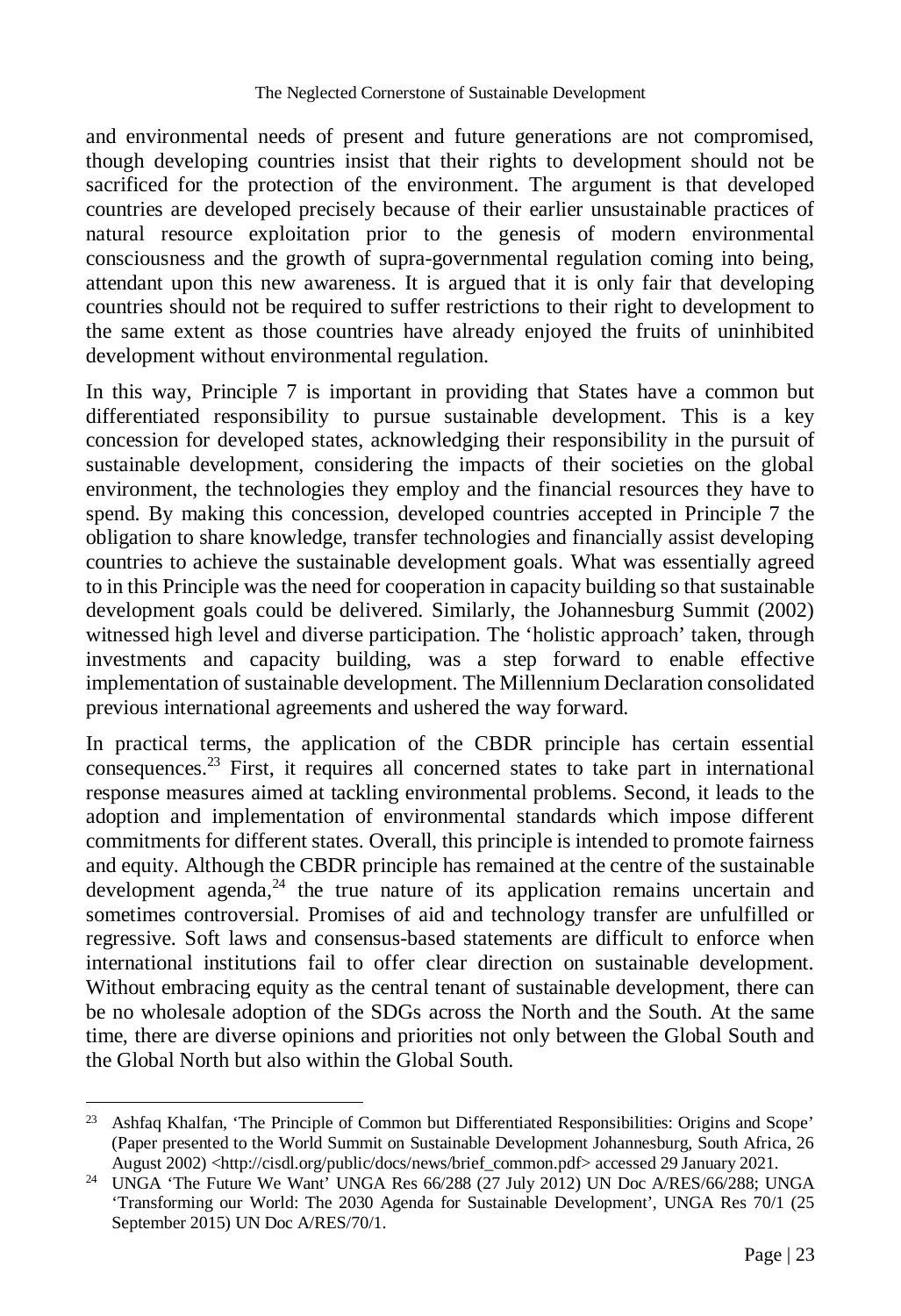and environmental needs of present and future generations are not compromised, though developing countries insist that their rights to development should not be sacrificed for the protection of the environment. The argument is that developed countries are developed precisely because of their earlier unsustainable practices of natural resource exploitation prior to the genesis of modern environmental consciousness and the growth of supra-governmental regulation coming into being, attendant upon this new awareness. It is argued that it is only fair that developing countries should not be required to suffer restrictions to their right to development to the same extent as those countries have already enjoyed the fruits of uninhibited development without environmental regulation.

In this way, Principle 7 is important in providing that States have a common but differentiated responsibility to pursue sustainable development. This is a key concession for developed states, acknowledging their responsibility in the pursuit of sustainable development, considering the impacts of their societies on the global environment, the technologies they employ and the financial resources they have to spend. By making this concession, developed countries accepted in Principle 7 the obligation to share knowledge, transfer technologies and financially assist developing countries to achieve the sustainable development goals. What was essentially agreed to in this Principle was the need for cooperation in capacity building so that sustainable development goals could be delivered. Similarly, the Johannesburg Summit (2002) witnessed high level and diverse participation. The 'holistic approach' taken, through investments and capacity building, was a step forward to enable effective implementation of sustainable development. The Millennium Declaration consolidated previous international agreements and ushered the way forward.

In practical terms, the application of the CBDR principle has certain essential consequences.[23] First, it requires all concerned states to take part in international response measures aimed at tackling environmental problems. Second, it leads to the adoption and implementation of environmental standards which impose different commitments for different states. Overall, this principle is intended to promote fairness and equity. Although the CBDR principle has remained at the centre of the sustainable development agenda,[24] the true nature of its application remains uncertain and sometimes controversial. Promises of aid and technology transfer are unfulfilled or regressive. Soft laws and consensus-based statements are difficult to enforce when international institutions fail to offer clear direction on sustainable development. Without embracing equity as the central tenant of sustainable development, there can be no wholesale adoption of the SDGs across the North and the South. At the same time, there are diverse opinions and priorities not only between the Global South and the Global North but also within the Global South.

---

[23] Ashfaq Khalfan, 'The Principle of Common but Differentiated Responsibilities: Origins and Scope' (Paper presented to the World Summit on Sustainable Development Johannesburg, South Africa, 26 August 2002) <http://cisdl.org/public/docs/news/brief_common.pdf> accessed 29 January 2021.

[24] UNGA 'The Future We Want' UNGA Res 66/288 (27 July 2012) UN Doc A/RES/66/288; UNGA 'Transforming our World: The 2030 Agenda for Sustainable Development', UNGA Res 70/1 (25 September 2015) UN Doc A/RES/70/1.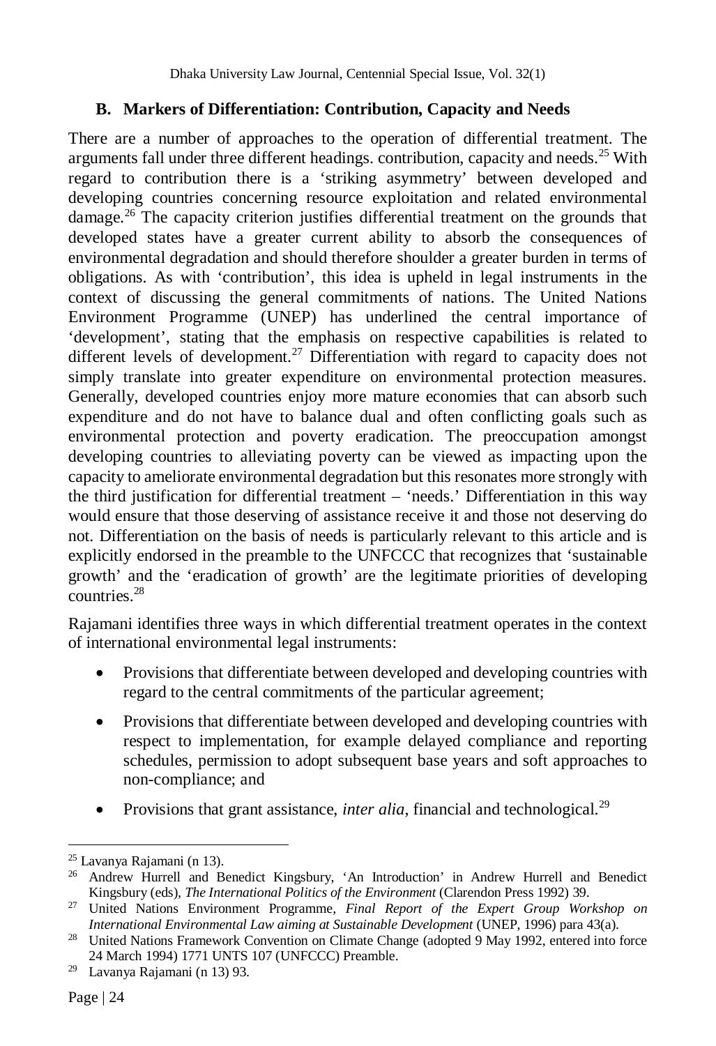### B. Markers of Differentiation: Contribution, Capacity and Needs

There are a number of approaches to the operation of differential treatment. The arguments fall under three different headings. contribution, capacity and needs.[25] With regard to contribution there is a 'striking asymmetry' between developed and developing countries concerning resource exploitation and related environmental damage.[26] The capacity criterion justifies differential treatment on the grounds that developed states have a greater current ability to absorb the consequences of environmental degradation and should therefore shoulder a greater burden in terms of obligations. As with 'contribution', this idea is upheld in legal instruments in the context of discussing the general commitments of nations. The United Nations Environment Programme (UNEP) has underlined the central importance of 'development', stating that the emphasis on respective capabilities is related to different levels of development.[27] Differentiation with regard to capacity does not simply translate into greater expenditure on environmental protection measures. Generally, developed countries enjoy more mature economies that can absorb such expenditure and do not have to balance dual and often conflicting goals such as environmental protection and poverty eradication. The preoccupation amongst developing countries to alleviating poverty can be viewed as impacting upon the capacity to ameliorate environmental degradation but this resonates more strongly with the third justification for differential treatment – 'needs.' Differentiation in this way would ensure that those deserving of assistance receive it and those not deserving do not. Differentiation on the basis of needs is particularly relevant to this article and is explicitly endorsed in the preamble to the UNFCCC that recognizes that 'sustainable growth' and the 'eradication of growth' are the legitimate priorities of developing countries.[28]

Rajamani identifies three ways in which differential treatment operates in the context of international environmental legal instruments:

- Provisions that differentiate between developed and developing countries with regard to the central commitments of the particular agreement;
- Provisions that differentiate between developed and developing countries with respect to implementation, for example delayed compliance and reporting schedules, permission to adopt subsequent base years and soft approaches to non-compliance; and
- Provisions that grant assistance, *inter alia*, financial and technological.[29]

---

[25] Lavanya Rajamani (n 13).

[26] Andrew Hurrell and Benedict Kingsbury, 'An Introduction' in Andrew Hurrell and Benedict Kingsbury (eds), *The International Politics of the Environment* (Clarendon Press 1992) 39.

[27] United Nations Environment Programme, *Final Report of the Expert Group Workshop on International Environmental Law aiming at Sustainable Development* (UNEP, 1996) para 43(a).

[28] United Nations Framework Convention on Climate Change (adopted 9 May 1992, entered into force 24 March 1994) 1771 UNTS 107 (UNFCCC) Preamble.

[29] Lavanya Rajamani (n 13) 93.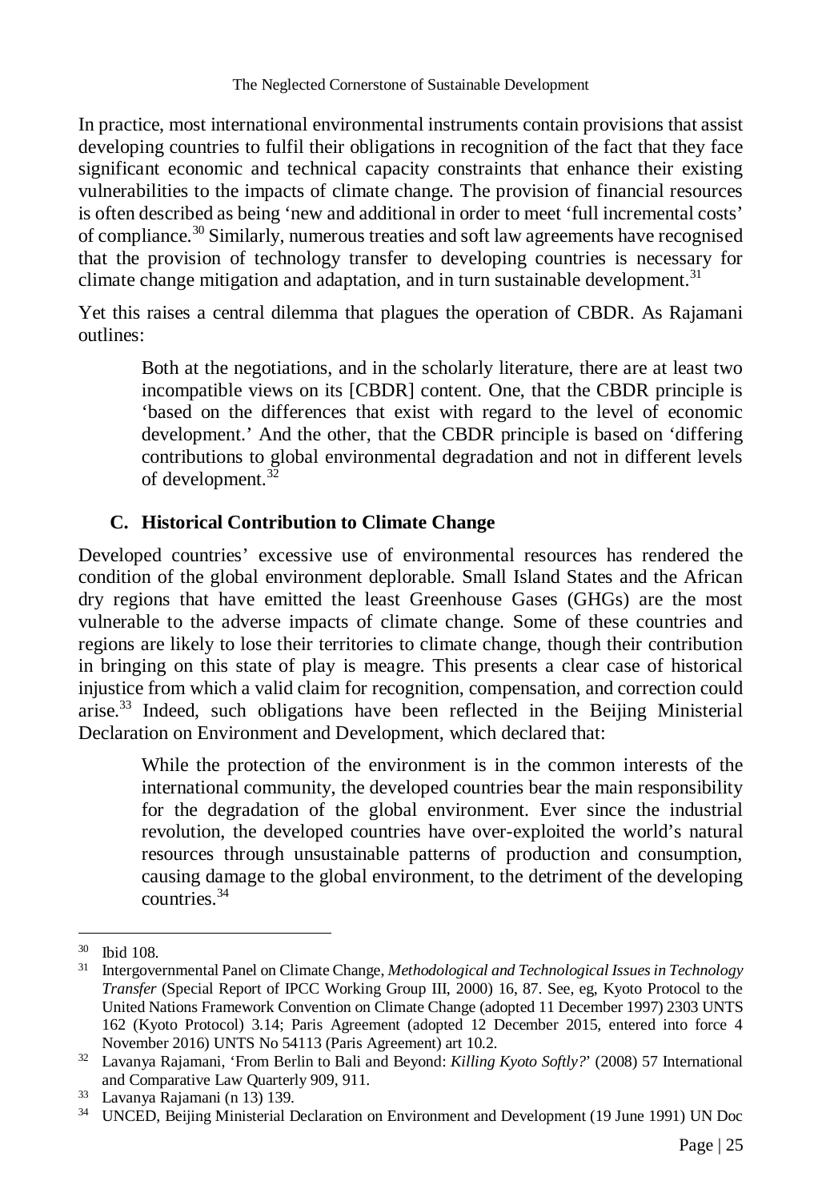In practice, most international environmental instruments contain provisions that assist developing countries to fulfil their obligations in recognition of the fact that they face significant economic and technical capacity constraints that enhance their existing vulnerabilities to the impacts of climate change. The provision of financial resources is often described as being 'new and additional in order to meet 'full incremental costs' of compliance.[30] Similarly, numerous treaties and soft law agreements have recognised that the provision of technology transfer to developing countries is necessary for climate change mitigation and adaptation, and in turn sustainable development.[31]

Yet this raises a central dilemma that plagues the operation of CBDR. As Rajamani outlines:

> Both at the negotiations, and in the scholarly literature, there are at least two incompatible views on its [CBDR] content. One, that the CBDR principle is 'based on the differences that exist with regard to the level of economic development.' And the other, that the CBDR principle is based on 'differing contributions to global environmental degradation and not in different levels of development.[32]

### C. Historical Contribution to Climate Change

Developed countries' excessive use of environmental resources has rendered the condition of the global environment deplorable. Small Island States and the African dry regions that have emitted the least Greenhouse Gases (GHGs) are the most vulnerable to the adverse impacts of climate change. Some of these countries and regions are likely to lose their territories to climate change, though their contribution in bringing on this state of play is meagre. This presents a clear case of historical injustice from which a valid claim for recognition, compensation, and correction could arise.[33] Indeed, such obligations have been reflected in the Beijing Ministerial Declaration on Environment and Development, which declared that:

> While the protection of the environment is in the common interests of the international community, the developed countries bear the main responsibility for the degradation of the global environment. Ever since the industrial revolution, the developed countries have over-exploited the world's natural resources through unsustainable patterns of production and consumption, causing damage to the global environment, to the detriment of the developing countries.[34]

---

[30] Ibid 108.

[31] Intergovernmental Panel on Climate Change, *Methodological and Technological Issues in Technology Transfer* (Special Report of IPCC Working Group III, 2000) 16, 87. See, eg, Kyoto Protocol to the United Nations Framework Convention on Climate Change (adopted 11 December 1997) 2303 UNTS 162 (Kyoto Protocol) 3.14; Paris Agreement (adopted 12 December 2015, entered into force 4 November 2016) UNTS No 54113 (Paris Agreement) art 10.2.

[32] Lavanya Rajamani, 'From Berlin to Bali and Beyond: *Killing Kyoto Softly?*' (2008) 57 International and Comparative Law Quarterly 909, 911.

[33] Lavanya Rajamani (n 13) 139.

[34] UNCED, Beijing Ministerial Declaration on Environment and Development (19 June 1991) UN Doc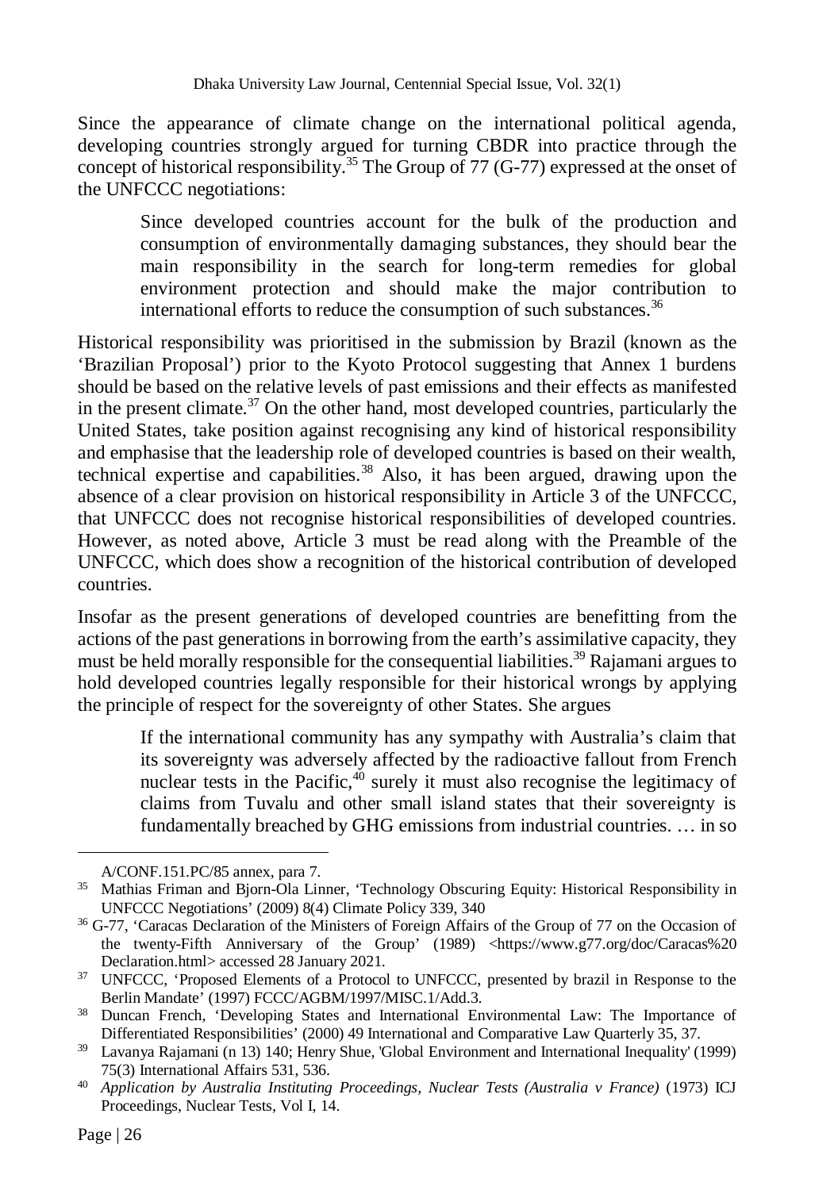Since the appearance of climate change on the international political agenda, developing countries strongly argued for turning CBDR into practice through the concept of historical responsibility.[35] The Group of 77 (G-77) expressed at the onset of the UNFCCC negotiations:

> Since developed countries account for the bulk of the production and consumption of environmentally damaging substances, they should bear the main responsibility in the search for long-term remedies for global environment protection and should make the major contribution to international efforts to reduce the consumption of such substances.[36]

Historical responsibility was prioritised in the submission by Brazil (known as the 'Brazilian Proposal') prior to the Kyoto Protocol suggesting that Annex 1 burdens should be based on the relative levels of past emissions and their effects as manifested in the present climate.[37] On the other hand, most developed countries, particularly the United States, take position against recognising any kind of historical responsibility and emphasise that the leadership role of developed countries is based on their wealth, technical expertise and capabilities.[38] Also, it has been argued, drawing upon the absence of a clear provision on historical responsibility in Article 3 of the UNFCCC, that UNFCCC does not recognise historical responsibilities of developed countries. However, as noted above, Article 3 must be read along with the Preamble of the UNFCCC, which does show a recognition of the historical contribution of developed countries.

Insofar as the present generations of developed countries are benefitting from the actions of the past generations in borrowing from the earth's assimilative capacity, they must be held morally responsible for the consequential liabilities.[39] Rajamani argues to hold developed countries legally responsible for their historical wrongs by applying the principle of respect for the sovereignty of other States. She argues

> If the international community has any sympathy with Australia's claim that its sovereignty was adversely affected by the radioactive fallout from French nuclear tests in the Pacific,[40] surely it must also recognise the legitimacy of claims from Tuvalu and other small island states that their sovereignty is fundamentally breached by GHG emissions from industrial countries. … in so

---

A/CONF.151.PC/85 annex, para 7.

[35] Mathias Friman and Bjorn-Ola Linner, 'Technology Obscuring Equity: Historical Responsibility in UNFCCC Negotiations' (2009) 8(4) Climate Policy 339, 340

[36] G-77, 'Caracas Declaration of the Ministers of Foreign Affairs of the Group of 77 on the Occasion of the twenty-Fifth Anniversary of the Group' (1989) <https://www.g77.org/doc/Caracas%20 Declaration.html> accessed 28 January 2021.

[37] UNFCCC, 'Proposed Elements of a Protocol to UNFCCC, presented by brazil in Response to the Berlin Mandate' (1997) FCCC/AGBM/1997/MISC.1/Add.3.

[38] Duncan French, 'Developing States and International Environmental Law: The Importance of Differentiated Responsibilities' (2000) 49 International and Comparative Law Quarterly 35, 37.

[39] Lavanya Rajamani (n 13) 140; Henry Shue, 'Global Environment and International Inequality' (1999) 75(3) International Affairs 531, 536.

[40] *Application by Australia Instituting Proceedings, Nuclear Tests (Australia v France)* (1973) ICJ Proceedings, Nuclear Tests, Vol I, 14.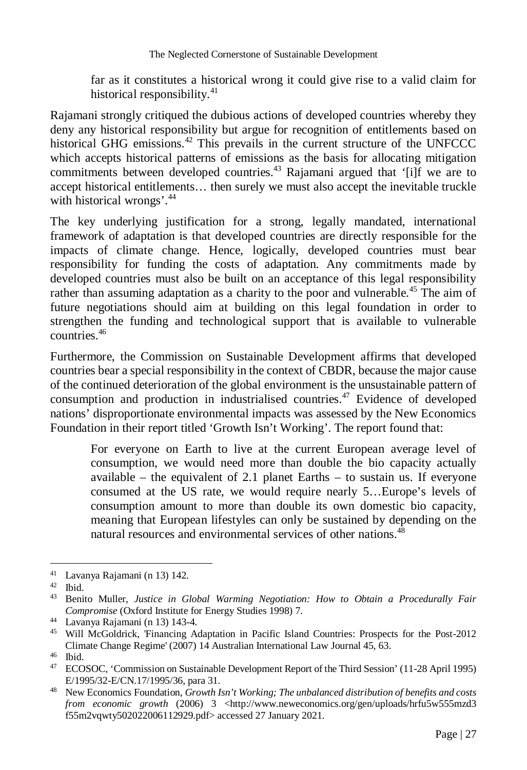> far as it constitutes a historical wrong it could give rise to a valid claim for historical responsibility.[41]

Rajamani strongly critiqued the dubious actions of developed countries whereby they deny any historical responsibility but argue for recognition of entitlements based on historical GHG emissions.[42] This prevails in the current structure of the UNFCCC which accepts historical patterns of emissions as the basis for allocating mitigation commitments between developed countries.[43] Rajamani argued that '[i]f we are to accept historical entitlements… then surely we must also accept the inevitable truckle with historical wrongs'.[44]

The key underlying justification for a strong, legally mandated, international framework of adaptation is that developed countries are directly responsible for the impacts of climate change. Hence, logically, developed countries must bear responsibility for funding the costs of adaptation. Any commitments made by developed countries must also be built on an acceptance of this legal responsibility rather than assuming adaptation as a charity to the poor and vulnerable.[45] The aim of future negotiations should aim at building on this legal foundation in order to strengthen the funding and technological support that is available to vulnerable countries.[46]

Furthermore, the Commission on Sustainable Development affirms that developed countries bear a special responsibility in the context of CBDR, because the major cause of the continued deterioration of the global environment is the unsustainable pattern of consumption and production in industrialised countries.[47] Evidence of developed nations' disproportionate environmental impacts was assessed by the New Economics Foundation in their report titled 'Growth Isn't Working'. The report found that:

> For everyone on Earth to live at the current European average level of consumption, we would need more than double the bio capacity actually available – the equivalent of 2.1 planet Earths – to sustain us. If everyone consumed at the US rate, we would require nearly 5…Europe's levels of consumption amount to more than double its own domestic bio capacity, meaning that European lifestyles can only be sustained by depending on the natural resources and environmental services of other nations.[48]

---

[41] Lavanya Rajamani (n 13) 142.

[42] Ibid.

[43] Benito Muller, *Justice in Global Warming Negotiation: How to Obtain a Procedurally Fair Compromise* (Oxford Institute for Energy Studies 1998) 7.

[44] Lavanya Rajamani (n 13) 143-4.

[45] Will McGoldrick, 'Financing Adaptation in Pacific Island Countries: Prospects for the Post-2012 Climate Change Regime' (2007) 14 Australian International Law Journal 45, 63.

[46] Ibid.

[47] ECOSOC, 'Commission on Sustainable Development Report of the Third Session' (11-28 April 1995) E/1995/32-E/CN.17/1995/36, para 31.

[48] New Economics Foundation, *Growth Isn't Working; The unbalanced distribution of benefits and costs from economic growth* (2006) 3 <http://www.neweconomics.org/gen/uploads/hrfu5w555mzd3f55m2vqwty502022006112929.pdf> accessed 27 January 2021.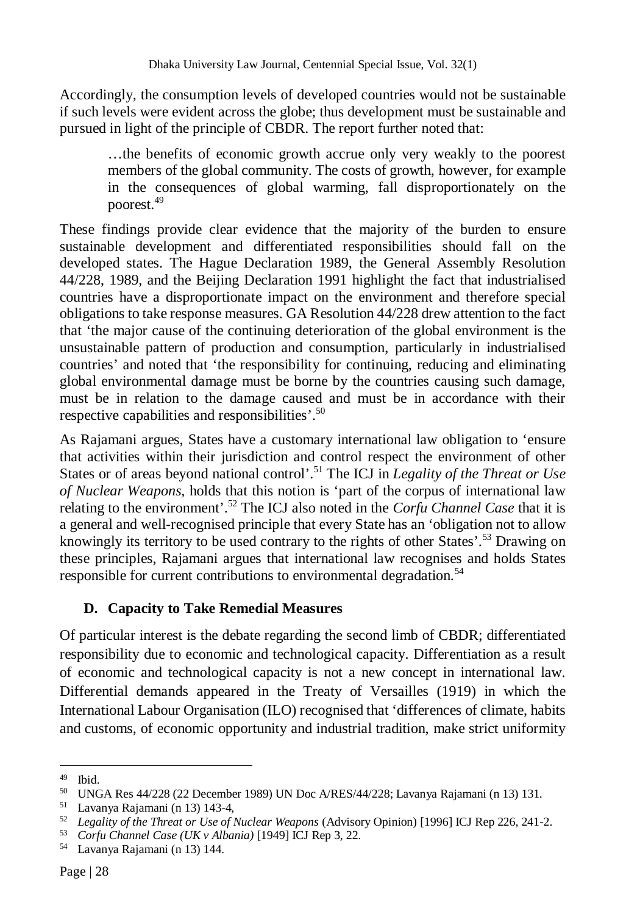Accordingly, the consumption levels of developed countries would not be sustainable if such levels were evident across the globe; thus development must be sustainable and pursued in light of the principle of CBDR. The report further noted that:

> …the benefits of economic growth accrue only very weakly to the poorest members of the global community. The costs of growth, however, for example in the consequences of global warming, fall disproportionately on the poorest.[49]

These findings provide clear evidence that the majority of the burden to ensure sustainable development and differentiated responsibilities should fall on the developed states. The Hague Declaration 1989, the General Assembly Resolution 44/228, 1989, and the Beijing Declaration 1991 highlight the fact that industrialised countries have a disproportionate impact on the environment and therefore special obligations to take response measures. GA Resolution 44/228 drew attention to the fact that 'the major cause of the continuing deterioration of the global environment is the unsustainable pattern of production and consumption, particularly in industrialised countries' and noted that 'the responsibility for continuing, reducing and eliminating global environmental damage must be borne by the countries causing such damage, must be in relation to the damage caused and must be in accordance with their respective capabilities and responsibilities'.[50]

As Rajamani argues, States have a customary international law obligation to 'ensure that activities within their jurisdiction and control respect the environment of other States or of areas beyond national control'.[51] The ICJ in *Legality of the Threat or Use of Nuclear Weapons*, holds that this notion is 'part of the corpus of international law relating to the environment'.[52] The ICJ also noted in the *Corfu Channel Case* that it is a general and well-recognised principle that every State has an 'obligation not to allow knowingly its territory to be used contrary to the rights of other States'.[53] Drawing on these principles, Rajamani argues that international law recognises and holds States responsible for current contributions to environmental degradation.[54]

### D. Capacity to Take Remedial Measures

Of particular interest is the debate regarding the second limb of CBDR; differentiated responsibility due to economic and technological capacity. Differentiation as a result of economic and technological capacity is not a new concept in international law. Differential demands appeared in the Treaty of Versailles (1919) in which the International Labour Organisation (ILO) recognised that 'differences of climate, habits and customs, of economic opportunity and industrial tradition, make strict uniformity

---

[49] Ibid.

[50] UNGA Res 44/228 (22 December 1989) UN Doc A/RES/44/228; Lavanya Rajamani (n 13) 131.

[51] Lavanya Rajamani (n 13) 143-4,

[52] *Legality of the Threat or Use of Nuclear Weapons* (Advisory Opinion) [1996] ICJ Rep 226, 241-2.

[53] *Corfu Channel Case (UK v Albania)* [1949] ICJ Rep 3, 22.

[54] Lavanya Rajamani (n 13) 144.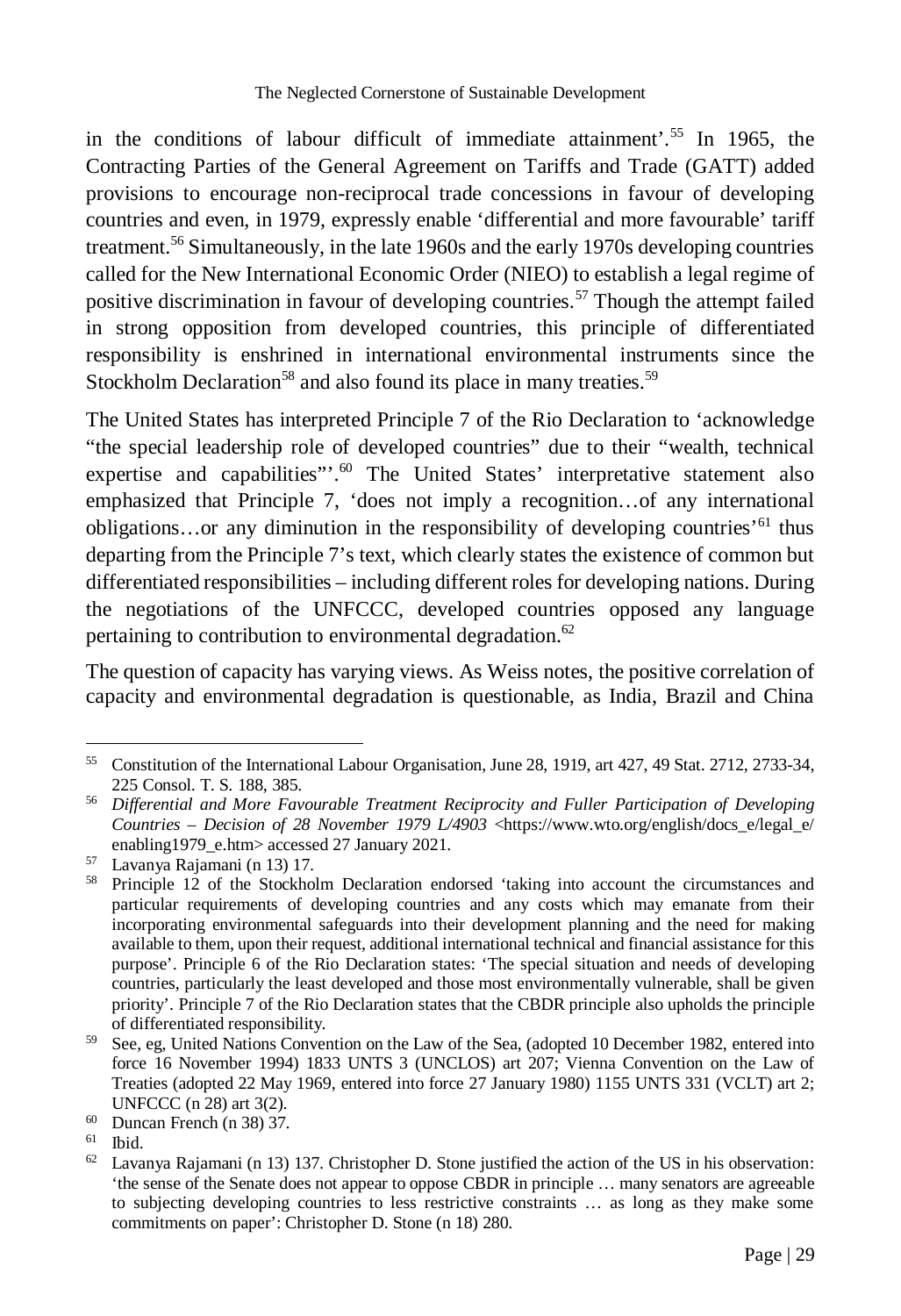in the conditions of labour difficult of immediate attainment'.[55] In 1965, the Contracting Parties of the General Agreement on Tariffs and Trade (GATT) added provisions to encourage non-reciprocal trade concessions in favour of developing countries and even, in 1979, expressly enable 'differential and more favourable' tariff treatment.[56] Simultaneously, in the late 1960s and the early 1970s developing countries called for the New International Economic Order (NIEO) to establish a legal regime of positive discrimination in favour of developing countries.[57] Though the attempt failed in strong opposition from developed countries, this principle of differentiated responsibility is enshrined in international environmental instruments since the Stockholm Declaration[58] and also found its place in many treaties.[59]

The United States has interpreted Principle 7 of the Rio Declaration to 'acknowledge "the special leadership role of developed countries" due to their "wealth, technical expertise and capabilities"'.[60] The United States' interpretative statement also emphasized that Principle 7, 'does not imply a recognition…of any international obligations…or any diminution in the responsibility of developing countries'[61] thus departing from the Principle 7's text, which clearly states the existence of common but differentiated responsibilities – including different roles for developing nations. During the negotiations of the UNFCCC, developed countries opposed any language pertaining to contribution to environmental degradation.[62]

The question of capacity has varying views. As Weiss notes, the positive correlation of capacity and environmental degradation is questionable, as India, Brazil and China

---

[55] Constitution of the International Labour Organisation, June 28, 1919, art 427, 49 Stat. 2712, 2733-34, 225 Consol. T. S. 188, 385.

[56] *Differential and More Favourable Treatment Reciprocity and Fuller Participation of Developing Countries – Decision of 28 November 1979 L/4903* <https://www.wto.org/english/docs_e/legal_e/enabling1979_e.htm> accessed 27 January 2021.

[57] Lavanya Rajamani (n 13) 17.

[58] Principle 12 of the Stockholm Declaration endorsed 'taking into account the circumstances and particular requirements of developing countries and any costs which may emanate from their incorporating environmental safeguards into their development planning and the need for making available to them, upon their request, additional international technical and financial assistance for this purpose'. Principle 6 of the Rio Declaration states: 'The special situation and needs of developing countries, particularly the least developed and those most environmentally vulnerable, shall be given priority'. Principle 7 of the Rio Declaration states that the CBDR principle also upholds the principle of differentiated responsibility.

[59] See, eg, United Nations Convention on the Law of the Sea, (adopted 10 December 1982, entered into force 16 November 1994) 1833 UNTS 3 (UNCLOS) art 207; Vienna Convention on the Law of Treaties (adopted 22 May 1969, entered into force 27 January 1980) 1155 UNTS 331 (VCLT) art 2; UNFCCC (n 28) art 3(2).

[60] Duncan French (n 38) 37.

[61] Ibid.

[62] Lavanya Rajamani (n 13) 137. Christopher D. Stone justified the action of the US in his observation: 'the sense of the Senate does not appear to oppose CBDR in principle … many senators are agreeable to subjecting developing countries to less restrictive constraints … as long as they make some commitments on paper': Christopher D. Stone (n 18) 280.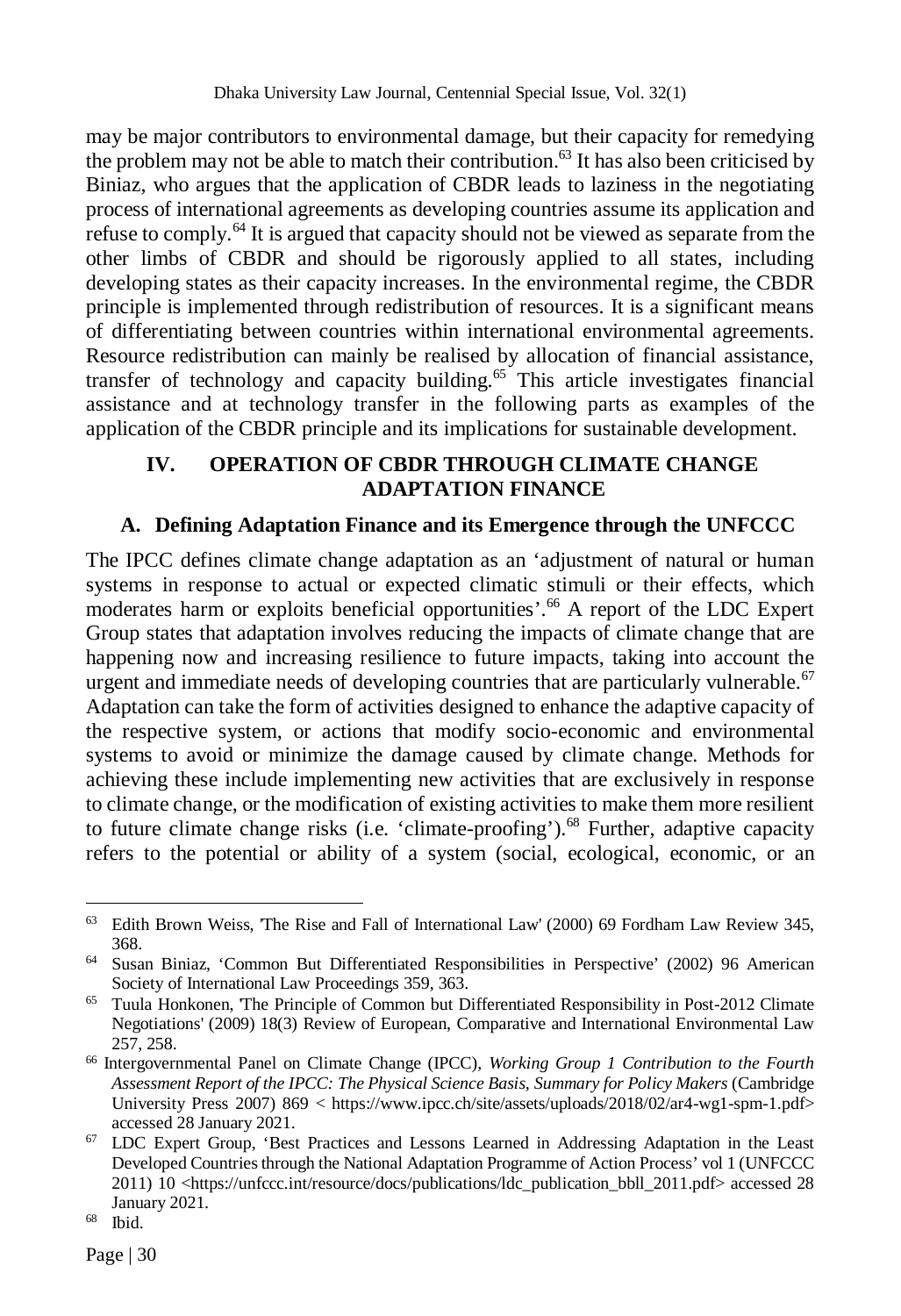may be major contributors to environmental damage, but their capacity for remedying the problem may not be able to match their contribution.[63] It has also been criticised by Biniaz, who argues that the application of CBDR leads to laziness in the negotiating process of international agreements as developing countries assume its application and refuse to comply.[64] It is argued that capacity should not be viewed as separate from the other limbs of CBDR and should be rigorously applied to all states, including developing states as their capacity increases. In the environmental regime, the CBDR principle is implemented through redistribution of resources. It is a significant means of differentiating between countries within international environmental agreements. Resource redistribution can mainly be realised by allocation of financial assistance, transfer of technology and capacity building.[65] This article investigates financial assistance and at technology transfer in the following parts as examples of the application of the CBDR principle and its implications for sustainable development.

## IV. OPERATION OF CBDR THROUGH CLIMATE CHANGE ADAPTATION FINANCE

### A. Defining Adaptation Finance and its Emergence through the UNFCCC

The IPCC defines climate change adaptation as an 'adjustment of natural or human systems in response to actual or expected climatic stimuli or their effects, which moderates harm or exploits beneficial opportunities'.[66] A report of the LDC Expert Group states that adaptation involves reducing the impacts of climate change that are happening now and increasing resilience to future impacts, taking into account the urgent and immediate needs of developing countries that are particularly vulnerable.[67] Adaptation can take the form of activities designed to enhance the adaptive capacity of the respective system, or actions that modify socio-economic and environmental systems to avoid or minimize the damage caused by climate change. Methods for achieving these include implementing new activities that are exclusively in response to climate change, or the modification of existing activities to make them more resilient to future climate change risks (i.e. 'climate-proofing').[68] Further, adaptive capacity refers to the potential or ability of a system (social, ecological, economic, or an

---

[63] Edith Brown Weiss, 'The Rise and Fall of International Law' (2000) 69 Fordham Law Review 345, 368.

[64] Susan Biniaz, 'Common But Differentiated Responsibilities in Perspective' (2002) 96 American Society of International Law Proceedings 359, 363.

[65] Tuula Honkonen, 'The Principle of Common but Differentiated Responsibility in Post-2012 Climate Negotiations' (2009) 18(3) Review of European, Comparative and International Environmental Law 257, 258.

[66] Intergovernmental Panel on Climate Change (IPCC), *Working Group 1 Contribution to the Fourth Assessment Report of the IPCC: The Physical Science Basis, Summary for Policy Makers* (Cambridge University Press 2007) 869 < https://www.ipcc.ch/site/assets/uploads/2018/02/ar4-wg1-spm-1.pdf> accessed 28 January 2021.

[67] LDC Expert Group, 'Best Practices and Lessons Learned in Addressing Adaptation in the Least Developed Countries through the National Adaptation Programme of Action Process' vol 1 (UNFCCC 2011) 10 <https://unfccc.int/resource/docs/publications/ldc_publication_bbll_2011.pdf> accessed 28 January 2021.

[68] Ibid.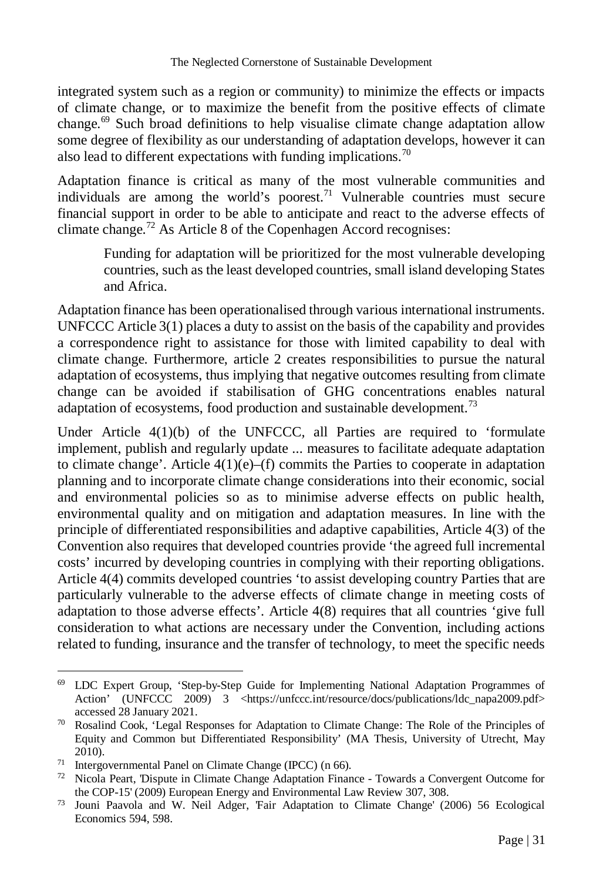integrated system such as a region or community) to minimize the effects or impacts of climate change, or to maximize the benefit from the positive effects of climate change.[69] Such broad definitions to help visualise climate change adaptation allow some degree of flexibility as our understanding of adaptation develops, however it can also lead to different expectations with funding implications.[70]

Adaptation finance is critical as many of the most vulnerable communities and individuals are among the world's poorest.[71] Vulnerable countries must secure financial support in order to be able to anticipate and react to the adverse effects of climate change.[72] As Article 8 of the Copenhagen Accord recognises:

> Funding for adaptation will be prioritized for the most vulnerable developing countries, such as the least developed countries, small island developing States and Africa.

Adaptation finance has been operationalised through various international instruments. UNFCCC Article 3(1) places a duty to assist on the basis of the capability and provides a correspondence right to assistance for those with limited capability to deal with climate change. Furthermore, article 2 creates responsibilities to pursue the natural adaptation of ecosystems, thus implying that negative outcomes resulting from climate change can be avoided if stabilisation of GHG concentrations enables natural adaptation of ecosystems, food production and sustainable development.[73]

Under Article 4(1)(b) of the UNFCCC, all Parties are required to 'formulate implement, publish and regularly update ... measures to facilitate adequate adaptation to climate change'. Article 4(1)(e)–(f) commits the Parties to cooperate in adaptation planning and to incorporate climate change considerations into their economic, social and environmental policies so as to minimise adverse effects on public health, environmental quality and on mitigation and adaptation measures. In line with the principle of differentiated responsibilities and adaptive capabilities, Article 4(3) of the Convention also requires that developed countries provide 'the agreed full incremental costs' incurred by developing countries in complying with their reporting obligations. Article 4(4) commits developed countries 'to assist developing country Parties that are particularly vulnerable to the adverse effects of climate change in meeting costs of adaptation to those adverse effects'. Article 4(8) requires that all countries 'give full consideration to what actions are necessary under the Convention, including actions related to funding, insurance and the transfer of technology, to meet the specific needs

---

[69] LDC Expert Group, 'Step-by-Step Guide for Implementing National Adaptation Programmes of Action' (UNFCCC 2009) 3 <https://unfccc.int/resource/docs/publications/ldc_napa2009.pdf> accessed 28 January 2021.

[70] Rosalind Cook, 'Legal Responses for Adaptation to Climate Change: The Role of the Principles of Equity and Common but Differentiated Responsibility' (MA Thesis, University of Utrecht, May 2010).

[71] Intergovernmental Panel on Climate Change (IPCC) (n 66).

[72] Nicola Peart, 'Dispute in Climate Change Adaptation Finance - Towards a Convergent Outcome for the COP-15' (2009) European Energy and Environmental Law Review 307, 308.

[73] Jouni Paavola and W. Neil Adger, 'Fair Adaptation to Climate Change' (2006) 56 Ecological Economics 594, 598.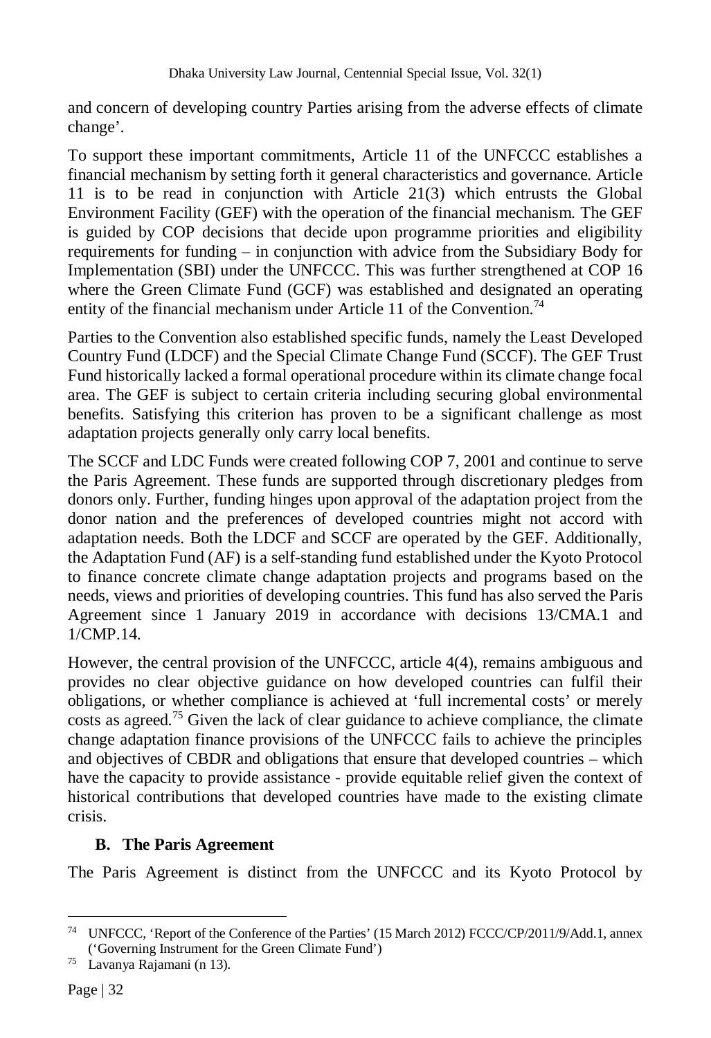and concern of developing country Parties arising from the adverse effects of climate change'.

To support these important commitments, Article 11 of the UNFCCC establishes a financial mechanism by setting forth it general characteristics and governance. Article 11 is to be read in conjunction with Article 21(3) which entrusts the Global Environment Facility (GEF) with the operation of the financial mechanism. The GEF is guided by COP decisions that decide upon programme priorities and eligibility requirements for funding – in conjunction with advice from the Subsidiary Body for Implementation (SBI) under the UNFCCC. This was further strengthened at COP 16 where the Green Climate Fund (GCF) was established and designated an operating entity of the financial mechanism under Article 11 of the Convention.[74]

Parties to the Convention also established specific funds, namely the Least Developed Country Fund (LDCF) and the Special Climate Change Fund (SCCF). The GEF Trust Fund historically lacked a formal operational procedure within its climate change focal area. The GEF is subject to certain criteria including securing global environmental benefits. Satisfying this criterion has proven to be a significant challenge as most adaptation projects generally only carry local benefits.

The SCCF and LDC Funds were created following COP 7, 2001 and continue to serve the Paris Agreement. These funds are supported through discretionary pledges from donors only. Further, funding hinges upon approval of the adaptation project from the donor nation and the preferences of developed countries might not accord with adaptation needs. Both the LDCF and SCCF are operated by the GEF. Additionally, the Adaptation Fund (AF) is a self-standing fund established under the Kyoto Protocol to finance concrete climate change adaptation projects and programs based on the needs, views and priorities of developing countries. This fund has also served the Paris Agreement since 1 January 2019 in accordance with decisions 13/CMA.1 and 1/CMP.14.

However, the central provision of the UNFCCC, article 4(4), remains ambiguous and provides no clear objective guidance on how developed countries can fulfil their obligations, or whether compliance is achieved at 'full incremental costs' or merely costs as agreed.[75] Given the lack of clear guidance to achieve compliance, the climate change adaptation finance provisions of the UNFCCC fails to achieve the principles and objectives of CBDR and obligations that ensure that developed countries – which have the capacity to provide assistance - provide equitable relief given the context of historical contributions that developed countries have made to the existing climate crisis.

### B. The Paris Agreement

The Paris Agreement is distinct from the UNFCCC and its Kyoto Protocol by

---

[74] UNFCCC, 'Report of the Conference of the Parties' (15 March 2012) FCCC/CP/2011/9/Add.1, annex ('Governing Instrument for the Green Climate Fund')

[75] Lavanya Rajamani (n 13).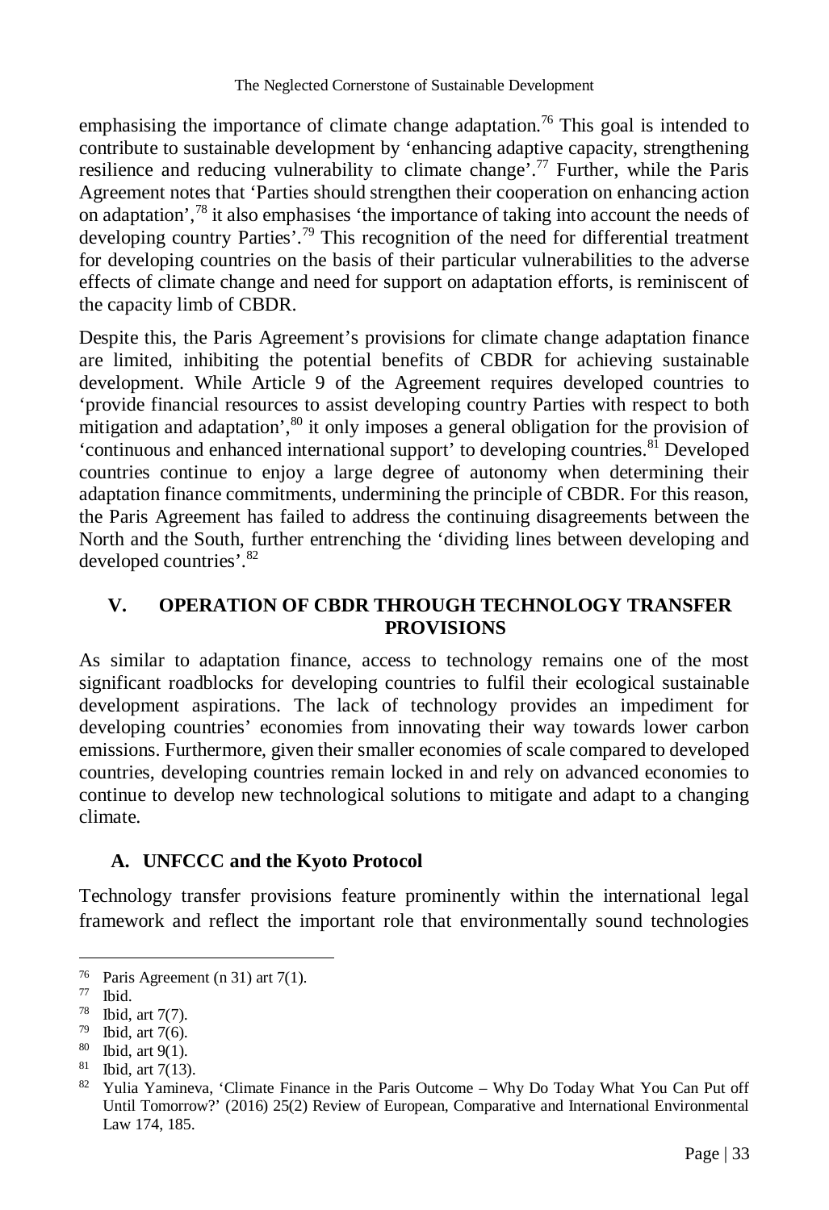emphasising the importance of climate change adaptation.[76] This goal is intended to contribute to sustainable development by 'enhancing adaptive capacity, strengthening resilience and reducing vulnerability to climate change'.[77] Further, while the Paris Agreement notes that 'Parties should strengthen their cooperation on enhancing action on adaptation',[78] it also emphasises 'the importance of taking into account the needs of developing country Parties'.[79] This recognition of the need for differential treatment for developing countries on the basis of their particular vulnerabilities to the adverse effects of climate change and need for support on adaptation efforts, is reminiscent of the capacity limb of CBDR.

Despite this, the Paris Agreement's provisions for climate change adaptation finance are limited, inhibiting the potential benefits of CBDR for achieving sustainable development. While Article 9 of the Agreement requires developed countries to 'provide financial resources to assist developing country Parties with respect to both mitigation and adaptation',[80] it only imposes a general obligation for the provision of 'continuous and enhanced international support' to developing countries.[81] Developed countries continue to enjoy a large degree of autonomy when determining their adaptation finance commitments, undermining the principle of CBDR. For this reason, the Paris Agreement has failed to address the continuing disagreements between the North and the South, further entrenching the 'dividing lines between developing and developed countries'.[82]

## V. OPERATION OF CBDR THROUGH TECHNOLOGY TRANSFER PROVISIONS

As similar to adaptation finance, access to technology remains one of the most significant roadblocks for developing countries to fulfil their ecological sustainable development aspirations. The lack of technology provides an impediment for developing countries' economies from innovating their way towards lower carbon emissions. Furthermore, given their smaller economies of scale compared to developed countries, developing countries remain locked in and rely on advanced economies to continue to develop new technological solutions to mitigate and adapt to a changing climate.

### A. UNFCCC and the Kyoto Protocol

Technology transfer provisions feature prominently within the international legal framework and reflect the important role that environmentally sound technologies

---

[76] Paris Agreement (n 31) art 7(1).

[77] Ibid.

[78] Ibid, art 7(7).

[79] Ibid, art 7(6).

[80] Ibid, art 9(1).

[81] Ibid, art 7(13).

[82] Yulia Yamineva, 'Climate Finance in the Paris Outcome – Why Do Today What You Can Put off Until Tomorrow?' (2016) 25(2) Review of European, Comparative and International Environmental Law 174, 185.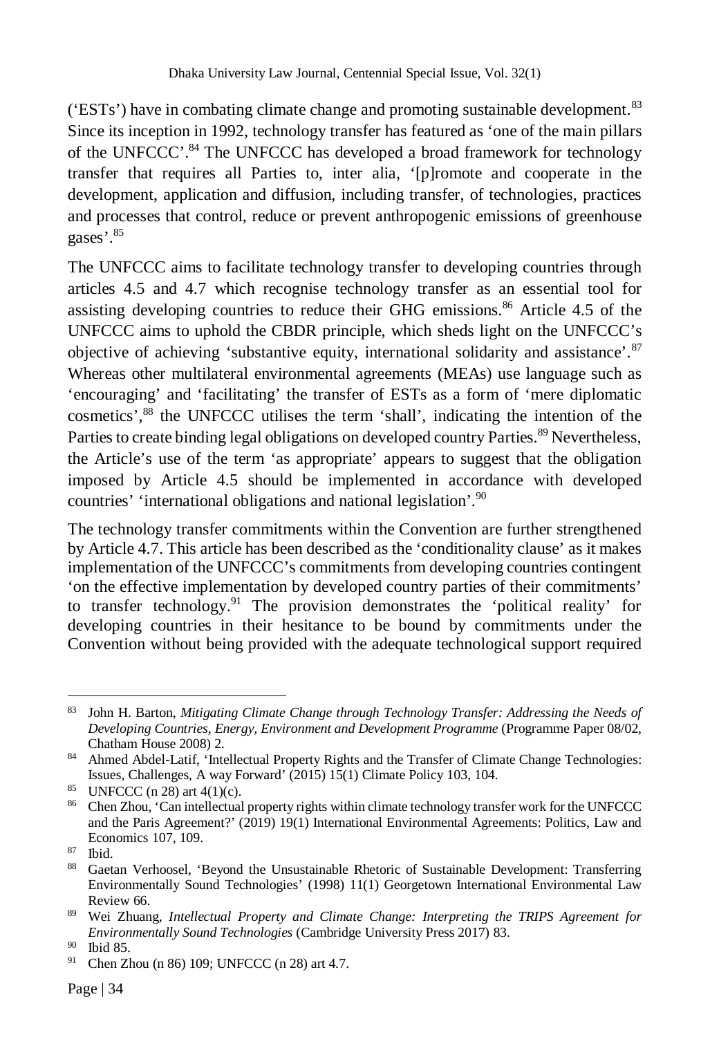('ESTs') have in combating climate change and promoting sustainable development.[83] Since its inception in 1992, technology transfer has featured as 'one of the main pillars of the UNFCCC'.[84] The UNFCCC has developed a broad framework for technology transfer that requires all Parties to, inter alia, '[p]romote and cooperate in the development, application and diffusion, including transfer, of technologies, practices and processes that control, reduce or prevent anthropogenic emissions of greenhouse gases'.[85]

The UNFCCC aims to facilitate technology transfer to developing countries through articles 4.5 and 4.7 which recognise technology transfer as an essential tool for assisting developing countries to reduce their GHG emissions.[86] Article 4.5 of the UNFCCC aims to uphold the CBDR principle, which sheds light on the UNFCCC's objective of achieving 'substantive equity, international solidarity and assistance'.[87] Whereas other multilateral environmental agreements (MEAs) use language such as 'encouraging' and 'facilitating' the transfer of ESTs as a form of 'mere diplomatic cosmetics',[88] the UNFCCC utilises the term 'shall', indicating the intention of the Parties to create binding legal obligations on developed country Parties.[89] Nevertheless, the Article's use of the term 'as appropriate' appears to suggest that the obligation imposed by Article 4.5 should be implemented in accordance with developed countries' 'international obligations and national legislation'.[90]

The technology transfer commitments within the Convention are further strengthened by Article 4.7. This article has been described as the 'conditionality clause' as it makes implementation of the UNFCCC's commitments from developing countries contingent 'on the effective implementation by developed country parties of their commitments' to transfer technology.[91] The provision demonstrates the 'political reality' for developing countries in their hesitance to be bound by commitments under the Convention without being provided with the adequate technological support required

---

[83] John H. Barton, *Mitigating Climate Change through Technology Transfer: Addressing the Needs of Developing Countries, Energy, Environment and Development Programme* (Programme Paper 08/02, Chatham House 2008) 2.

[84] Ahmed Abdel-Latif, 'Intellectual Property Rights and the Transfer of Climate Change Technologies: Issues, Challenges, A way Forward' (2015) 15(1) Climate Policy 103, 104.

[85] UNFCCC (n 28) art 4(1)(c).

[86] Chen Zhou, 'Can intellectual property rights within climate technology transfer work for the UNFCCC and the Paris Agreement?' (2019) 19(1) International Environmental Agreements: Politics, Law and Economics 107, 109.

[87] Ibid.

[88] Gaetan Verhoosel, 'Beyond the Unsustainable Rhetoric of Sustainable Development: Transferring Environmentally Sound Technologies' (1998) 11(1) Georgetown International Environmental Law Review 66.

[89] Wei Zhuang, *Intellectual Property and Climate Change: Interpreting the TRIPS Agreement for Environmentally Sound Technologies* (Cambridge University Press 2017) 83.

[90] Ibid 85.

[91] Chen Zhou (n 86) 109; UNFCCC (n 28) art 4.7.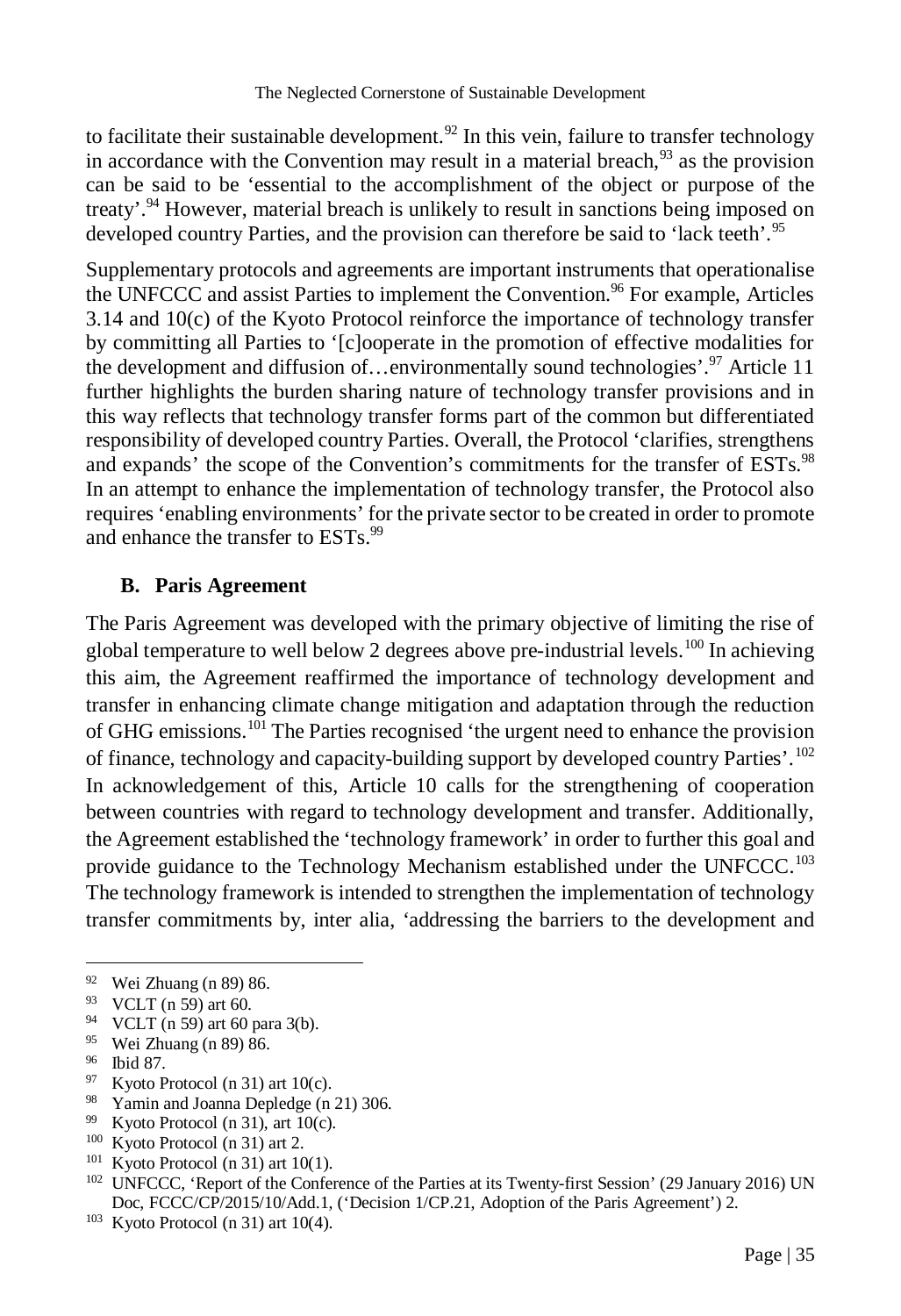to facilitate their sustainable development.[92] In this vein, failure to transfer technology in accordance with the Convention may result in a material breach,[93] as the provision can be said to be 'essential to the accomplishment of the object or purpose of the treaty'.[94] However, material breach is unlikely to result in sanctions being imposed on developed country Parties, and the provision can therefore be said to 'lack teeth'.[95]

Supplementary protocols and agreements are important instruments that operationalise the UNFCCC and assist Parties to implement the Convention.[96] For example, Articles 3.14 and 10(c) of the Kyoto Protocol reinforce the importance of technology transfer by committing all Parties to '[c]ooperate in the promotion of effective modalities for the development and diffusion of…environmentally sound technologies'.[97] Article 11 further highlights the burden sharing nature of technology transfer provisions and in this way reflects that technology transfer forms part of the common but differentiated responsibility of developed country Parties. Overall, the Protocol 'clarifies, strengthens and expands' the scope of the Convention's commitments for the transfer of ESTs.[98] In an attempt to enhance the implementation of technology transfer, the Protocol also requires 'enabling environments' for the private sector to be created in order to promote and enhance the transfer to ESTs.[99]

### B. Paris Agreement

The Paris Agreement was developed with the primary objective of limiting the rise of global temperature to well below 2 degrees above pre-industrial levels.[100] In achieving this aim, the Agreement reaffirmed the importance of technology development and transfer in enhancing climate change mitigation and adaptation through the reduction of GHG emissions.[101] The Parties recognised 'the urgent need to enhance the provision of finance, technology and capacity-building support by developed country Parties'.[102] In acknowledgement of this, Article 10 calls for the strengthening of cooperation between countries with regard to technology development and transfer. Additionally, the Agreement established the 'technology framework' in order to further this goal and provide guidance to the Technology Mechanism established under the UNFCCC.[103] The technology framework is intended to strengthen the implementation of technology transfer commitments by, inter alia, 'addressing the barriers to the development and

---

[92] Wei Zhuang (n 89) 86.

[93] VCLT (n 59) art 60.

[94] VCLT (n 59) art 60 para 3(b).

[95] Wei Zhuang (n 89) 86.

[96] Ibid 87.

[97] Kyoto Protocol (n 31) art 10(c).

[98] Yamin and Joanna Depledge (n 21) 306.

[99] Kyoto Protocol (n 31), art 10(c).

[100] Kyoto Protocol (n 31) art 2.

[101] Kyoto Protocol (n 31) art 10(1).

[102] UNFCCC, 'Report of the Conference of the Parties at its Twenty-first Session' (29 January 2016) UN Doc, FCCC/CP/2015/10/Add.1, ('Decision 1/CP.21, Adoption of the Paris Agreement') 2.

[103] Kyoto Protocol (n 31) art 10(4).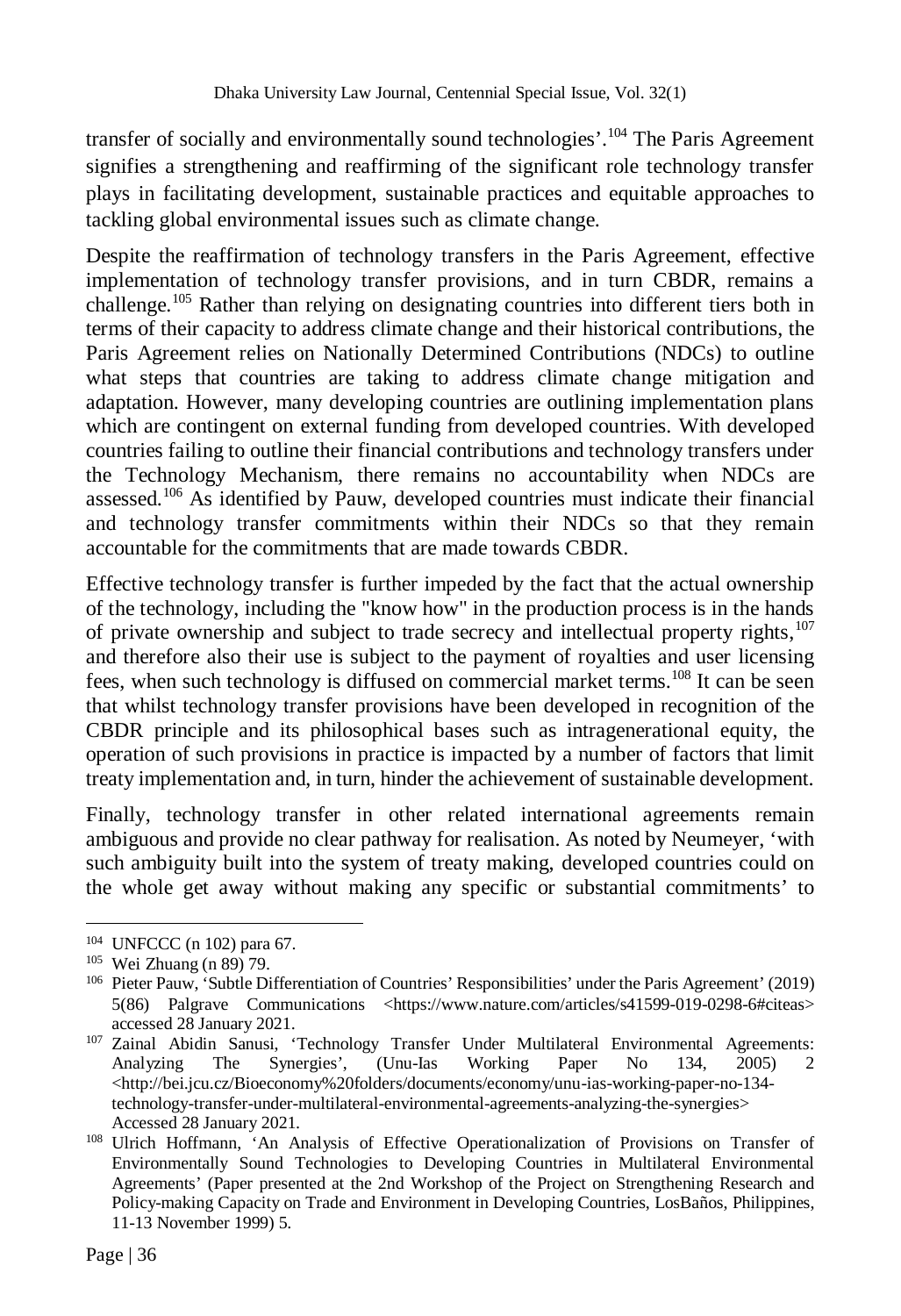transfer of socially and environmentally sound technologies'.[104] The Paris Agreement signifies a strengthening and reaffirming of the significant role technology transfer plays in facilitating development, sustainable practices and equitable approaches to tackling global environmental issues such as climate change.

Despite the reaffirmation of technology transfers in the Paris Agreement, effective implementation of technology transfer provisions, and in turn CBDR, remains a challenge.[105] Rather than relying on designating countries into different tiers both in terms of their capacity to address climate change and their historical contributions, the Paris Agreement relies on Nationally Determined Contributions (NDCs) to outline what steps that countries are taking to address climate change mitigation and adaptation. However, many developing countries are outlining implementation plans which are contingent on external funding from developed countries. With developed countries failing to outline their financial contributions and technology transfers under the Technology Mechanism, there remains no accountability when NDCs are assessed.[106] As identified by Pauw, developed countries must indicate their financial and technology transfer commitments within their NDCs so that they remain accountable for the commitments that are made towards CBDR.

Effective technology transfer is further impeded by the fact that the actual ownership of the technology, including the "know how" in the production process is in the hands of private ownership and subject to trade secrecy and intellectual property rights,[107] and therefore also their use is subject to the payment of royalties and user licensing fees, when such technology is diffused on commercial market terms.[108] It can be seen that whilst technology transfer provisions have been developed in recognition of the CBDR principle and its philosophical bases such as intragenerational equity, the operation of such provisions in practice is impacted by a number of factors that limit treaty implementation and, in turn, hinder the achievement of sustainable development.

Finally, technology transfer in other related international agreements remain ambiguous and provide no clear pathway for realisation. As noted by Neumeyer, 'with such ambiguity built into the system of treaty making, developed countries could on the whole get away without making any specific or substantial commitments' to

---

[104] UNFCCC (n 102) para 67.

[105] Wei Zhuang (n 89) 79.

[106] Pieter Pauw, 'Subtle Differentiation of Countries' Responsibilities' under the Paris Agreement' (2019) 5(86) Palgrave Communications <https://www.nature.com/articles/s41599-019-0298-6#citeas> accessed 28 January 2021.

[107] Zainal Abidin Sanusi, 'Technology Transfer Under Multilateral Environmental Agreements: Analyzing The Synergies', (Unu-Ias Working Paper No 134, 2005) 2 <http://bei.jcu.cz/Bioeconomy%20folders/documents/economy/unu-ias-working-paper-no-134-technology-transfer-under-multilateral-environmental-agreements-analyzing-the-synergies> Accessed 28 January 2021.

[108] Ulrich Hoffmann, 'An Analysis of Effective Operationalization of Provisions on Transfer of Environmentally Sound Technologies to Developing Countries in Multilateral Environmental Agreements' (Paper presented at the 2nd Workshop of the Project on Strengthening Research and Policy-making Capacity on Trade and Environment in Developing Countries, LosBaños, Philippines, 11-13 November 1999) 5.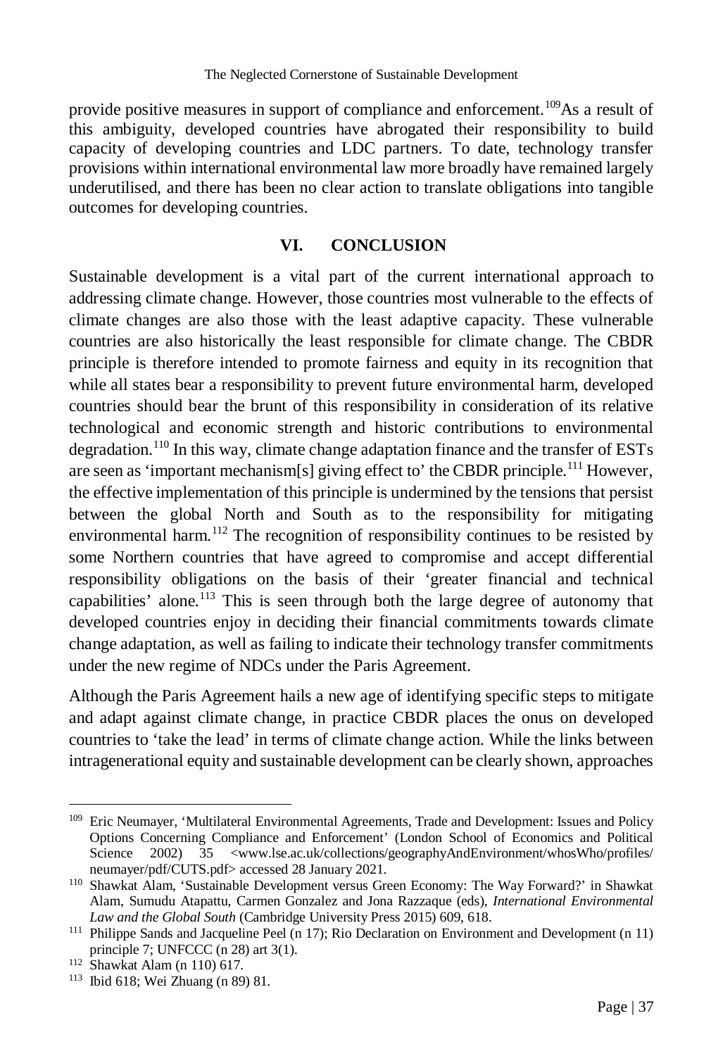provide positive measures in support of compliance and enforcement.[109] As a result of this ambiguity, developed countries have abrogated their responsibility to build capacity of developing countries and LDC partners. To date, technology transfer provisions within international environmental law more broadly have remained largely underutilised, and there has been no clear action to translate obligations into tangible outcomes for developing countries.

## VI. CONCLUSION

Sustainable development is a vital part of the current international approach to addressing climate change. However, those countries most vulnerable to the effects of climate changes are also those with the least adaptive capacity. These vulnerable countries are also historically the least responsible for climate change. The CBDR principle is therefore intended to promote fairness and equity in its recognition that while all states bear a responsibility to prevent future environmental harm, developed countries should bear the brunt of this responsibility in consideration of its relative technological and economic strength and historic contributions to environmental degradation.[110] In this way, climate change adaptation finance and the transfer of ESTs are seen as 'important mechanism[s] giving effect to' the CBDR principle.[111] However, the effective implementation of this principle is undermined by the tensions that persist between the global North and South as to the responsibility for mitigating environmental harm.[112] The recognition of responsibility continues to be resisted by some Northern countries that have agreed to compromise and accept differential responsibility obligations on the basis of their 'greater financial and technical capabilities' alone.[113] This is seen through both the large degree of autonomy that developed countries enjoy in deciding their financial commitments towards climate change adaptation, as well as failing to indicate their technology transfer commitments under the new regime of NDCs under the Paris Agreement.

Although the Paris Agreement hails a new age of identifying specific steps to mitigate and adapt against climate change, in practice CBDR places the onus on developed countries to 'take the lead' in terms of climate change action. While the links between intragenerational equity and sustainable development can be clearly shown, approaches

---

[109] Eric Neumayer, 'Multilateral Environmental Agreements, Trade and Development: Issues and Policy Options Concerning Compliance and Enforcement' (London School of Economics and Political Science 2002) 35 <www.lse.ac.uk/collections/geographyAndEnvironment/whosWho/profiles/neumayer/pdf/CUTS.pdf> accessed 28 January 2021.

[110] Shawkat Alam, 'Sustainable Development versus Green Economy: The Way Forward?' in Shawkat Alam, Sumudu Atapattu, Carmen Gonzalez and Jona Razzaque (eds), *International Environmental Law and the Global South* (Cambridge University Press 2015) 609, 618.

[111] Philippe Sands and Jacqueline Peel (n 17); Rio Declaration on Environment and Development (n 11) principle 7; UNFCCC (n 28) art 3(1).

[112] Shawkat Alam (n 110) 617.

[113] Ibid 618; Wei Zhuang (n 89) 81.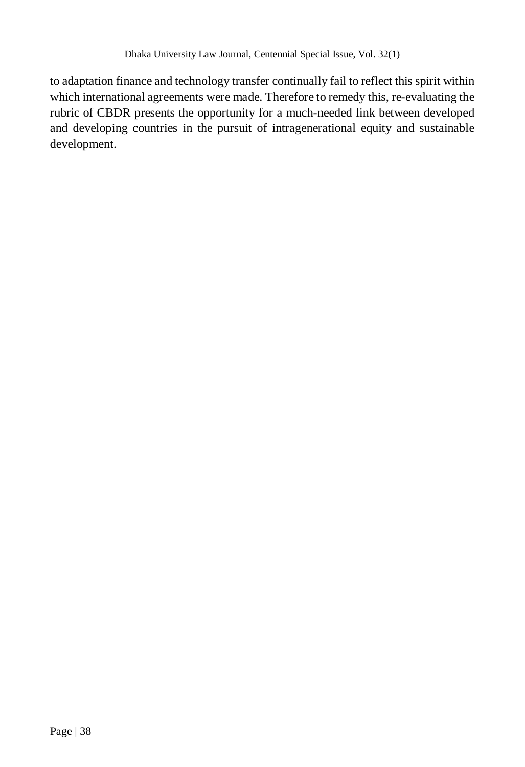to adaptation finance and technology transfer continually fail to reflect this spirit within which international agreements were made. Therefore to remedy this, re-evaluating the rubric of CBDR presents the opportunity for a much-needed link between developed and developing countries in the pursuit of intragenerational equity and sustainable development.